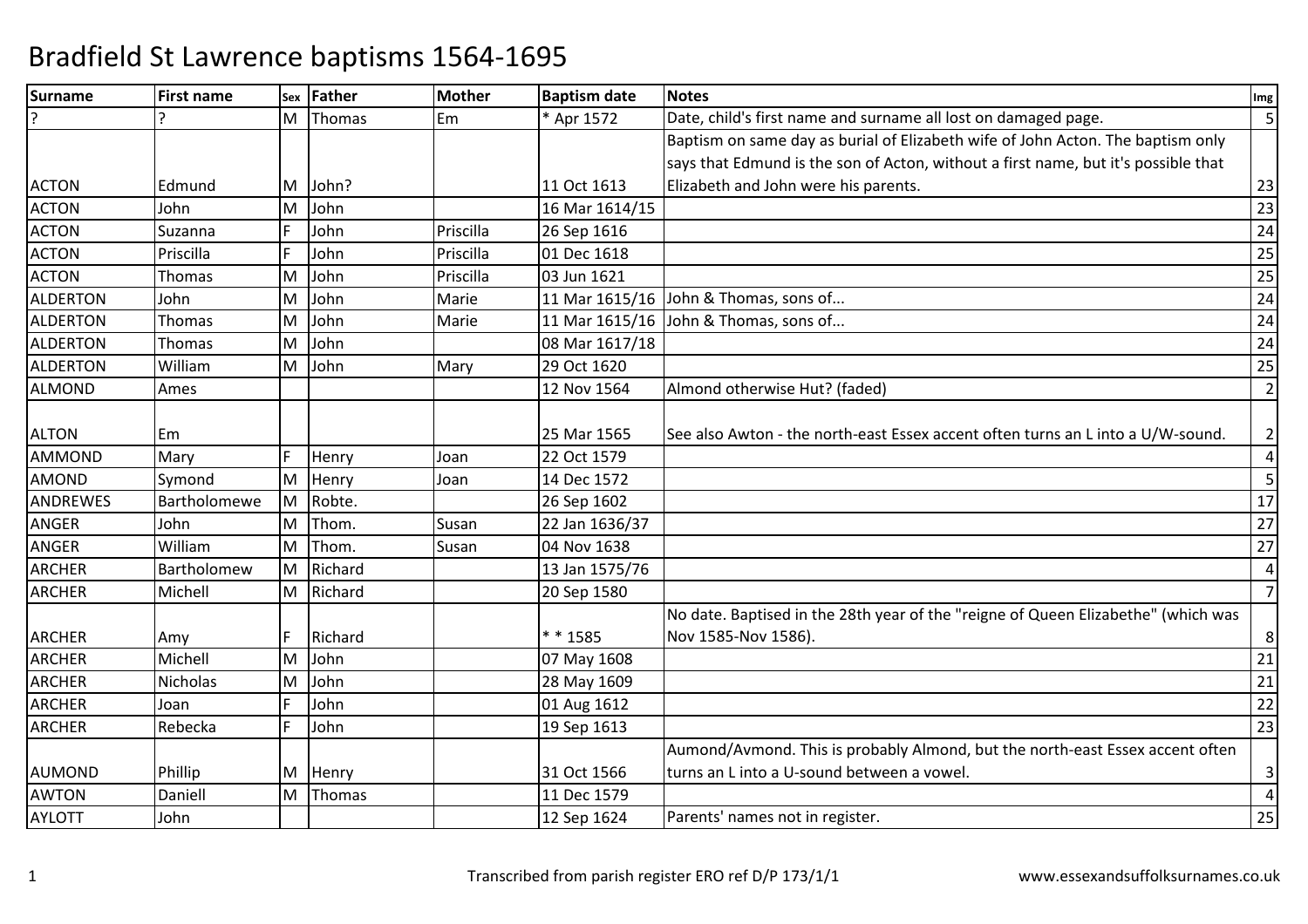# Bradfield St Lawrence baptisms 1564-1695

| Surname | First name | Sex | Father | Mother | Baptism date | Notes | Img |
|---|---|---|---|---|---|---|---|
| ? | ? | M | Thomas | Em | * Apr 1572 | Date, child's first name and surname all lost on damaged page. | 5 |
| ACTON | Edmund | M | John? | | 11 Oct 1613 | Baptism on same day as burial of Elizabeth wife of John Acton. The baptism only says that Edmund is the son of Acton, without a first name, but it's possible that Elizabeth and John were his parents. | 23 |
| ACTON | John | M | John | | 16 Mar 1614/15 | | 23 |
| ACTON | Suzanna | F | John | Priscilla | 26 Sep 1616 | | 24 |
| ACTON | Priscilla | F | John | Priscilla | 01 Dec 1618 | | 25 |
| ACTON | Thomas | M | John | Priscilla | 03 Jun 1621 | | 25 |
| ALDERTON | John | M | John | Marie | 11 Mar 1615/16 | John & Thomas, sons of... | 24 |
| ALDERTON | Thomas | M | John | Marie | 11 Mar 1615/16 | John & Thomas, sons of... | 24 |
| ALDERTON | Thomas | M | John | | 08 Mar 1617/18 | | 24 |
| ALDERTON | William | M | John | Mary | 29 Oct 1620 | | 25 |
| ALMOND | Ames | | | | 12 Nov 1564 | Almond otherwise Hut? (faded) | 2 |
| ALTON | Em | | | | 25 Mar 1565 | See also Awton - the north-east Essex accent often turns an L into a U/W-sound. | 2 |
| AMMOND | Mary | F | Henry | Joan | 22 Oct 1579 | | 4 |
| AMOND | Symond | M | Henry | Joan | 14 Dec 1572 | | 5 |
| ANDREWES | Bartholomewe | M | Robte. | | 26 Sep 1602 | | 17 |
| ANGER | John | M | Thom. | Susan | 22 Jan 1636/37 | | 27 |
| ANGER | William | M | Thom. | Susan | 04 Nov 1638 | | 27 |
| ARCHER | Bartholomew | M | Richard | | 13 Jan 1575/76 | | 4 |
| ARCHER | Michell | M | Richard | | 20 Sep 1580 | | 7 |
| ARCHER | Amy | F | Richard | | * * 1585 | No date. Baptised in the 28th year of the "reigne of Queen Elizabethe" (which was Nov 1585-Nov 1586). | 8 |
| ARCHER | Michell | M | John | | 07 May 1608 | | 21 |
| ARCHER | Nicholas | M | John | | 28 May 1609 | | 21 |
| ARCHER | Joan | F | John | | 01 Aug 1612 | | 22 |
| ARCHER | Rebecka | F | John | | 19 Sep 1613 | | 23 |
| AUMOND | Phillip | M | Henry | | 31 Oct 1566 | Aumond/Avmond. This is probably Almond, but the north-east Essex accent often turns an L into a U-sound between a vowel. | 3 |
| AWTON | Daniell | M | Thomas | | 11 Dec 1579 | | 4 |
| AYLOTT | John | | | | 12 Sep 1624 | Parents' names not in register. | 25 |

Transcribed from parish register ERO ref D/P 173/1/1

www.essexandsuffolksurnames.co.uk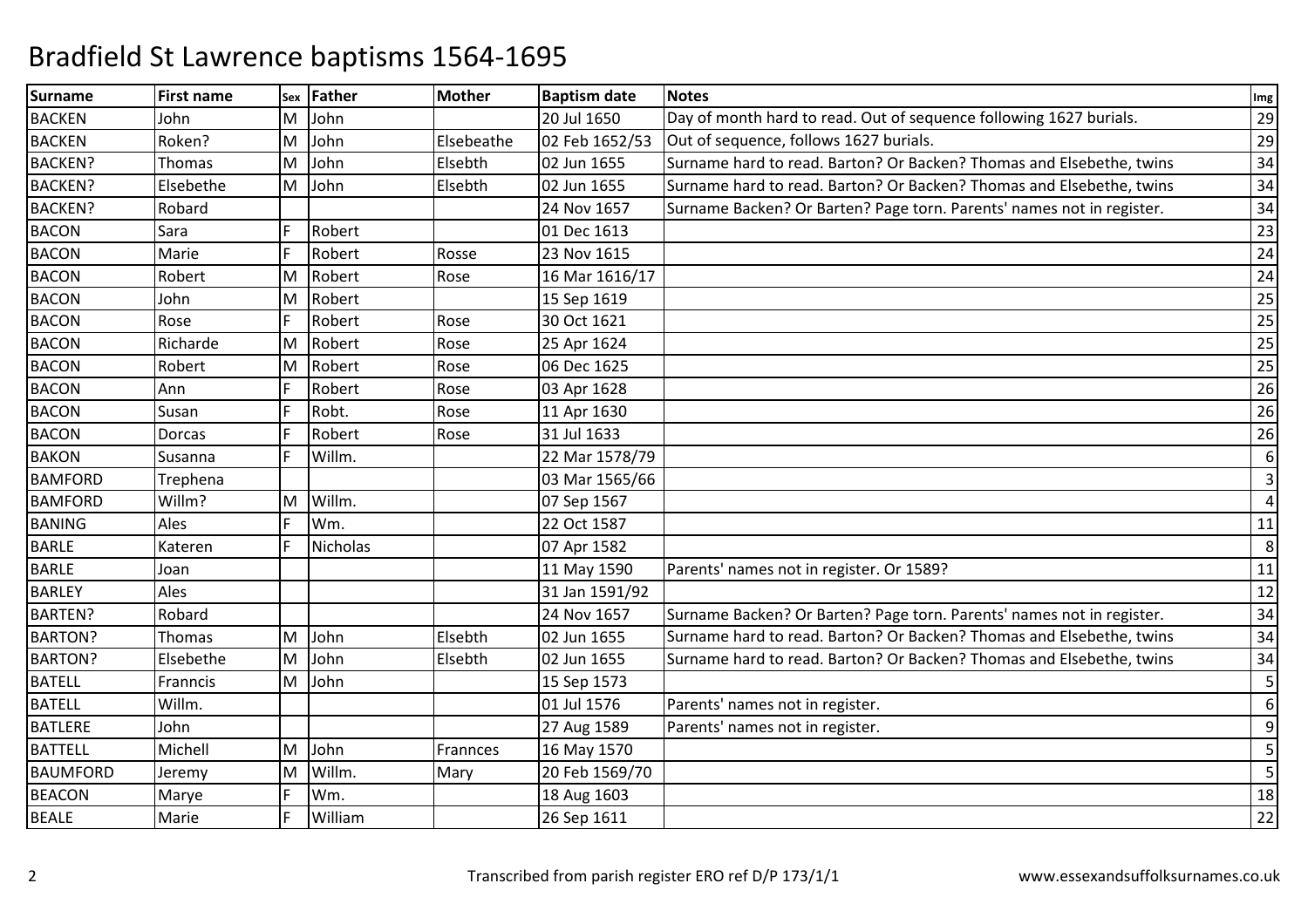# Bradfield St Lawrence baptisms 1564-1695

| Surname | First name | Sex | Father | Mother | Baptism date | Notes | Img |
|---|---|---|---|---|---|---|---|
| BACKEN | John | M | John | | 20 Jul 1650 | Day of month hard to read. Out of sequence following 1627 burials. | 29 |
| BACKEN | Roken? | M | John | Elsebeathe | 02 Feb 1652/53 | Out of sequence, follows 1627 burials. | 29 |
| BACKEN? | Thomas | M | John | Elsebth | 02 Jun 1655 | Surname hard to read. Barton? Or Backen? Thomas and Elsebethe, twins | 34 |
| BACKEN? | Elsebethe | M | John | Elsebth | 02 Jun 1655 | Surname hard to read. Barton? Or Backen? Thomas and Elsebethe, twins | 34 |
| BACKEN? | Robard | | | | 24 Nov 1657 | Surname Backen? Or Barten? Page torn. Parents' names not in register. | 34 |
| BACON | Sara | F | Robert | | 01 Dec 1613 | | 23 |
| BACON | Marie | F | Robert | Rosse | 23 Nov 1615 | | 24 |
| BACON | Robert | M | Robert | Rose | 16 Mar 1616/17 | | 24 |
| BACON | John | M | Robert | | 15 Sep 1619 | | 25 |
| BACON | Rose | F | Robert | Rose | 30 Oct 1621 | | 25 |
| BACON | Richarde | M | Robert | Rose | 25 Apr 1624 | | 25 |
| BACON | Robert | M | Robert | Rose | 06 Dec 1625 | | 25 |
| BACON | Ann | F | Robert | Rose | 03 Apr 1628 | | 26 |
| BACON | Susan | F | Robt. | Rose | 11 Apr 1630 | | 26 |
| BACON | Dorcas | F | Robert | Rose | 31 Jul 1633 | | 26 |
| BAKON | Susanna | F | Willm. | | 22 Mar 1578/79 | | 6 |
| BAMFORD | Trephena | | | | 03 Mar 1565/66 | | 3 |
| BAMFORD | Willm? | M | Willm. | | 07 Sep 1567 | | 4 |
| BANING | Ales | F | Wm. | | 22 Oct 1587 | | 11 |
| BARLE | Kateren | F | Nicholas | | 07 Apr 1582 | | 8 |
| BARLE | Joan | | | | 11 May 1590 | Parents' names not in register. Or 1589? | 11 |
| BARLEY | Ales | | | | 31 Jan 1591/92 | | 12 |
| BARTEN? | Robard | | | | 24 Nov 1657 | Surname Backen? Or Barten? Page torn. Parents' names not in register. | 34 |
| BARTON? | Thomas | M | John | Elsebth | 02 Jun 1655 | Surname hard to read. Barton? Or Backen? Thomas and Elsebethe, twins | 34 |
| BARTON? | Elsebethe | M | John | Elsebth | 02 Jun 1655 | Surname hard to read. Barton? Or Backen? Thomas and Elsebethe, twins | 34 |
| BATELL | Franncis | M | John | | 15 Sep 1573 | | 5 |
| BATELL | Willm. | | | | 01 Jul 1576 | Parents' names not in register. | 6 |
| BATLERE | John | | | | 27 Aug 1589 | Parents' names not in register. | 9 |
| BATTELL | Michell | M | John | Frannces | 16 May 1570 | | 5 |
| BAUMFORD | Jeremy | M | Willm. | Mary | 20 Feb 1569/70 | | 5 |
| BEACON | Marye | F | Wm. | | 18 Aug 1603 | | 18 |
| BEALE | Marie | F | William | | 26 Sep 1611 | | 22 |

Transcribed from parish register ERO ref D/P 173/1/1

www.essexandsuffolksurnames.co.uk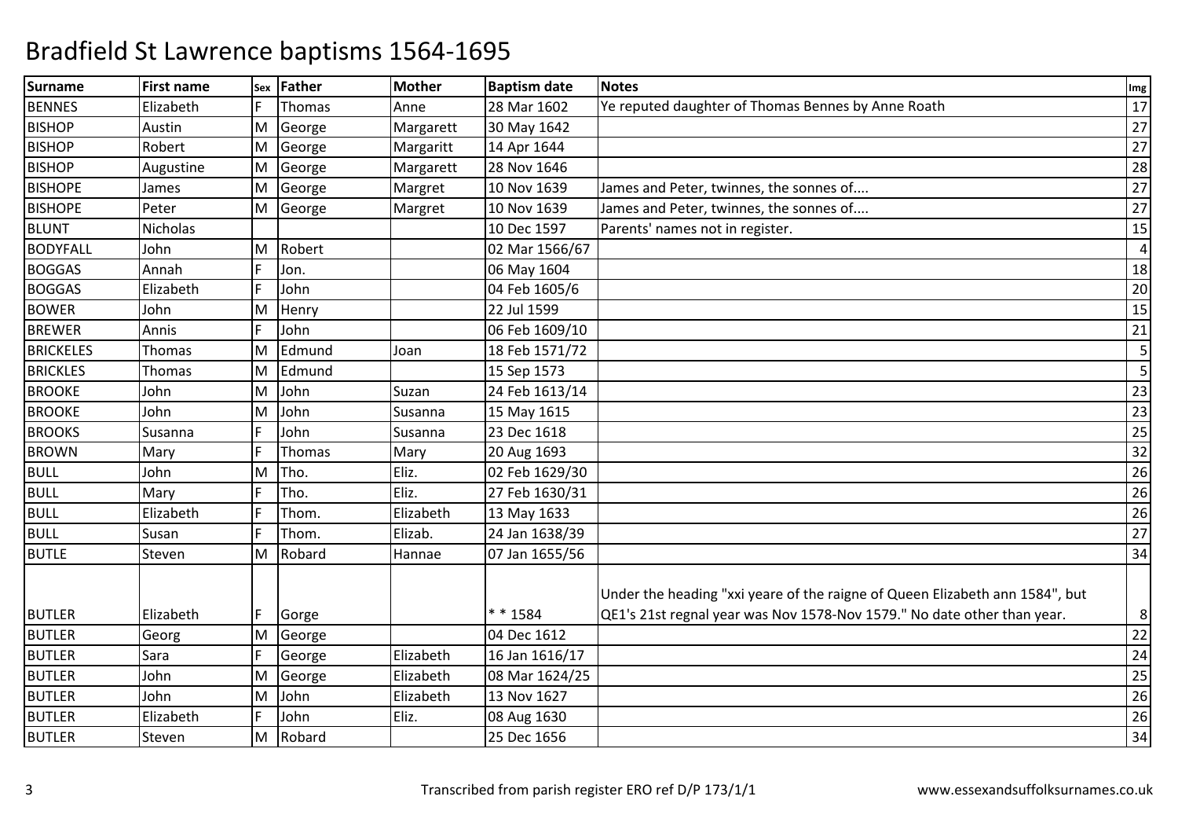# Bradfield St Lawrence baptisms 1564-1695

| Surname | First name | Sex | Father | Mother | Baptism date | Notes | Img |
|---|---|---|---|---|---|---|---|
| BENNES | Elizabeth | F | Thomas | Anne | 28 Mar 1602 | Ye reputed daughter of Thomas Bennes by Anne Roath | 17 |
| BISHOP | Austin | M | George | Margarett | 30 May 1642 | | 27 |
| BISHOP | Robert | M | George | Margaritt | 14 Apr 1644 | | 27 |
| BISHOP | Augustine | M | George | Margarett | 28 Nov 1646 | | 28 |
| BISHOPE | James | M | George | Margret | 10 Nov 1639 | James and Peter, twinnes, the sonnes of.... | 27 |
| BISHOPE | Peter | M | George | Margret | 10 Nov 1639 | James and Peter, twinnes, the sonnes of.... | 27 |
| BLUNT | Nicholas | | | | 10 Dec 1597 | Parents' names not in register. | 15 |
| BODYFALL | John | M | Robert | | 02 Mar 1566/67 | | 4 |
| BOGGAS | Annah | F | Jon. | | 06 May 1604 | | 18 |
| BOGGAS | Elizabeth | F | John | | 04 Feb 1605/6 | | 20 |
| BOWER | John | M | Henry | | 22 Jul 1599 | | 15 |
| BREWER | Annis | F | John | | 06 Feb 1609/10 | | 21 |
| BRICKELES | Thomas | M | Edmund | Joan | 18 Feb 1571/72 | | 5 |
| BRICKLES | Thomas | M | Edmund | | 15 Sep 1573 | | 5 |
| BROOKE | John | M | John | Suzan | 24 Feb 1613/14 | | 23 |
| BROOKE | John | M | John | Susanna | 15 May 1615 | | 23 |
| BROOKS | Susanna | F | John | Susanna | 23 Dec 1618 | | 25 |
| BROWN | Mary | F | Thomas | Mary | 20 Aug 1693 | | 32 |
| BULL | John | M | Tho. | Eliz. | 02 Feb 1629/30 | | 26 |
| BULL | Mary | F | Tho. | Eliz. | 27 Feb 1630/31 | | 26 |
| BULL | Elizabeth | F | Thom. | Elizabeth | 13 May 1633 | | 26 |
| BULL | Susan | F | Thom. | Elizab. | 24 Jan 1638/39 | | 27 |
| BUTLE | Steven | M | Robard | Hannae | 07 Jan 1655/56 | | 34 |
| BUTLER | Elizabeth | F | Gorge | | * * 1584 | Under the heading "xxi yeare of the raigne of Queen Elizabeth ann 1584", but QE1's 21st regnal year was Nov 1578-Nov 1579." No date other than year. | 8 |
| BUTLER | Georg | M | George | | 04 Dec 1612 | | 22 |
| BUTLER | Sara | F | George | Elizabeth | 16 Jan 1616/17 | | 24 |
| BUTLER | John | M | George | Elizabeth | 08 Mar 1624/25 | | 25 |
| BUTLER | John | M | John | Elizabeth | 13 Nov 1627 | | 26 |
| BUTLER | Elizabeth | F | John | Eliz. | 08 Aug 1630 | | 26 |
| BUTLER | Steven | M | Robard | | 25 Dec 1656 | | 34 |

Transcribed from parish register ERO ref D/P 173/1/1 www.essexandsuffolksurnames.co.uk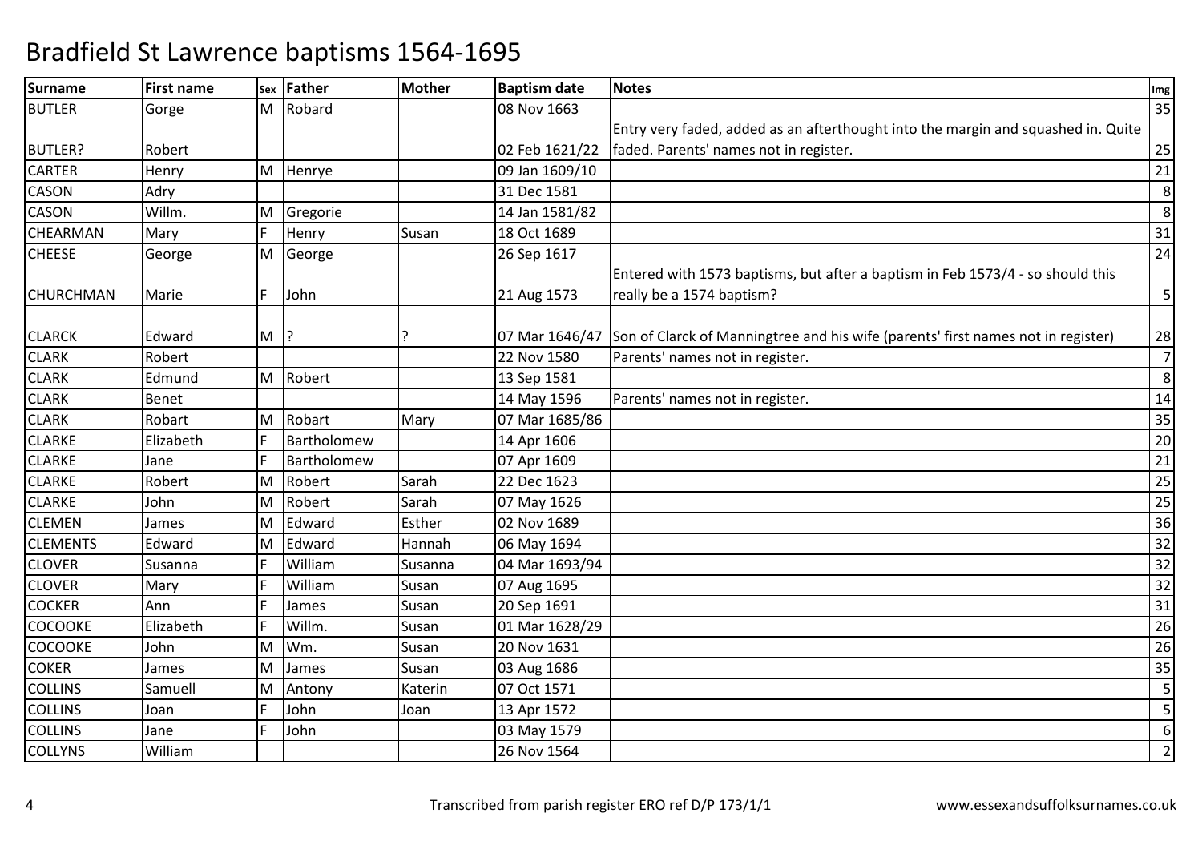# Bradfield St Lawrence baptisms 1564-1695

| Surname | First name | Sex | Father | Mother | Baptism date | Notes | Img |
|---|---|---|---|---|---|---|---|
| BUTLER | Gorge | M | Robard | | 08 Nov 1663 | | 35 |
| BUTLER? | Robert | | | | 02 Feb 1621/22 | Entry very faded, added as an afterthought into the margin and squashed in. Quite faded. Parents' names not in register. | 25 |
| CARTER | Henry | M | Henrye | | 09 Jan 1609/10 | | 21 |
| CASON | Adry | | | | 31 Dec 1581 | | 8 |
| CASON | Willm. | M | Gregorie | | 14 Jan 1581/82 | | 8 |
| CHEARMAN | Mary | F | Henry | Susan | 18 Oct 1689 | | 31 |
| CHEESE | George | M | George | | 26 Sep 1617 | | 24 |
| CHURCHMAN | Marie | F | John | | 21 Aug 1573 | Entered with 1573 baptisms, but after a baptism in Feb 1573/4 - so should this really be a 1574 baptism? | 5 |
| CLARCK | Edward | M | ? | ? | 07 Mar 1646/47 | Son of Clarck of Manningtree and his wife (parents' first names not in register) | 28 |
| CLARK | Robert | | | | 22 Nov 1580 | Parents' names not in register. | 7 |
| CLARK | Edmund | M | Robert | | 13 Sep 1581 | | 8 |
| CLARK | Benet | | | | 14 May 1596 | Parents' names not in register. | 14 |
| CLARK | Robart | M | Robart | Mary | 07 Mar 1685/86 | | 35 |
| CLARKE | Elizabeth | F | Bartholomew | | 14 Apr 1606 | | 20 |
| CLARKE | Jane | F | Bartholomew | | 07 Apr 1609 | | 21 |
| CLARKE | Robert | M | Robert | Sarah | 22 Dec 1623 | | 25 |
| CLARKE | John | M | Robert | Sarah | 07 May 1626 | | 25 |
| CLEMEN | James | M | Edward | Esther | 02 Nov 1689 | | 36 |
| CLEMENTS | Edward | M | Edward | Hannah | 06 May 1694 | | 32 |
| CLOVER | Susanna | F | William | Susanna | 04 Mar 1693/94 | | 32 |
| CLOVER | Mary | F | William | Susan | 07 Aug 1695 | | 32 |
| COCKER | Ann | F | James | Susan | 20 Sep 1691 | | 31 |
| COCOOKE | Elizabeth | F | Willm. | Susan | 01 Mar 1628/29 | | 26 |
| COCOOKE | John | M | Wm. | Susan | 20 Nov 1631 | | 26 |
| COKER | James | M | James | Susan | 03 Aug 1686 | | 35 |
| COLLINS | Samuell | M | Antony | Katerin | 07 Oct 1571 | | 5 |
| COLLINS | Joan | F | John | Joan | 13 Apr 1572 | | 5 |
| COLLINS | Jane | F | John | | 03 May 1579 | | 6 |
| COLLYNS | William | | | | 26 Nov 1564 | | 2 |

Transcribed from parish register ERO ref D/P 173/1/1 www.essexandsuffolksurnames.co.uk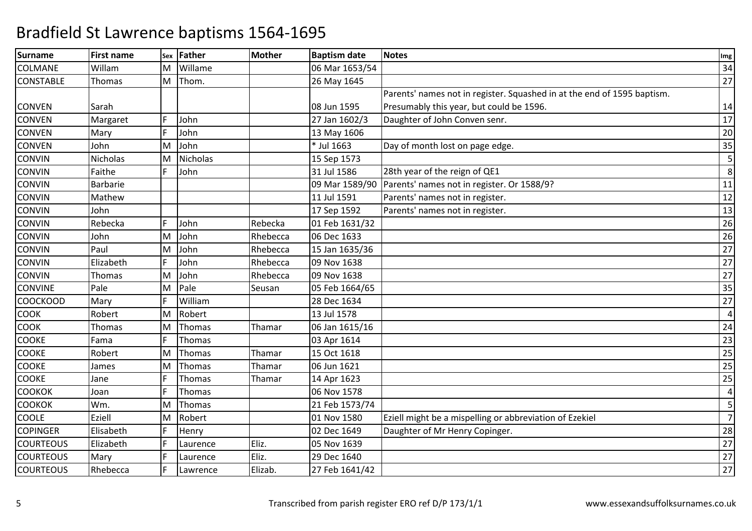# Bradfield St Lawrence baptisms 1564-1695

| Surname | First name | Sex | Father | Mother | Baptism date | Notes | Img |
|---|---|---|---|---|---|---|---|
| COLMANE | Willam | M | Willame | | 06 Mar 1653/54 | | 34 |
| CONSTABLE | Thomas | M | Thom. | | 26 May 1645 | | 27 |
| CONVEN | Sarah | | | | 08 Jun 1595 | Parents' names not in register. Squashed in at the end of 1595 baptism. Presumably this year, but could be 1596. | 14 |
| CONVEN | Margaret | F | John | | 27 Jan 1602/3 | Daughter of John Conven senr. | 17 |
| CONVEN | Mary | F | John | | 13 May 1606 | | 20 |
| CONVEN | John | M | John | | * Jul 1663 | Day of month lost on page edge. | 35 |
| CONVIN | Nicholas | M | Nicholas | | 15 Sep 1573 | | 5 |
| CONVIN | Faithe | F | John | | 31 Jul 1586 | 28th year of the reign of QE1 | 8 |
| CONVIN | Barbarie | | | | 09 Mar 1589/90 | Parents' names not in register. Or 1588/9? | 11 |
| CONVIN | Mathew | | | | 11 Jul 1591 | Parents' names not in register. | 12 |
| CONVIN | John | | | | 17 Sep 1592 | Parents' names not in register. | 13 |
| CONVIN | Rebecka | F | John | Rebecka | 01 Feb 1631/32 | | 26 |
| CONVIN | John | M | John | Rhebecca | 06 Dec 1633 | | 26 |
| CONVIN | Paul | M | John | Rhebecca | 15 Jan 1635/36 | | 27 |
| CONVIN | Elizabeth | F | John | Rhebecca | 09 Nov 1638 | | 27 |
| CONVIN | Thomas | M | John | Rhebecca | 09 Nov 1638 | | 27 |
| CONVINE | Pale | M | Pale | Seusan | 05 Feb 1664/65 | | 35 |
| COOCKOOD | Mary | F | William | | 28 Dec 1634 | | 27 |
| COOK | Robert | M | Robert | | 13 Jul 1578 | | 4 |
| COOK | Thomas | M | Thomas | Thamar | 06 Jan 1615/16 | | 24 |
| COOKE | Fama | F | Thomas | | 03 Apr 1614 | | 23 |
| COOKE | Robert | M | Thomas | Thamar | 15 Oct 1618 | | 25 |
| COOKE | James | M | Thomas | Thamar | 06 Jun 1621 | | 25 |
| COOKE | Jane | F | Thomas | Thamar | 14 Apr 1623 | | 25 |
| COOKOK | Joan | F | Thomas | | 06 Nov 1578 | | 4 |
| COOKOK | Wm. | M | Thomas | | 21 Feb 1573/74 | | 5 |
| COOLE | Eziell | M | Robert | | 01 Nov 1580 | Eziell might be a mispelling or abbreviation of Ezekiel | 7 |
| COPINGER | Elisabeth | F | Henry | | 02 Dec 1649 | Daughter of Mr Henry Copinger. | 28 |
| COURTEOUS | Elizabeth | F | Laurence | Eliz. | 05 Nov 1639 | | 27 |
| COURTEOUS | Mary | F | Laurence | Eliz. | 29 Dec 1640 | | 27 |
| COURTEOUS | Rhebecca | F | Lawrence | Elizab. | 27 Feb 1641/42 | | 27 |

Transcribed from parish register ERO ref D/P 173/1/1 www.essexandsuffolksurnames.co.uk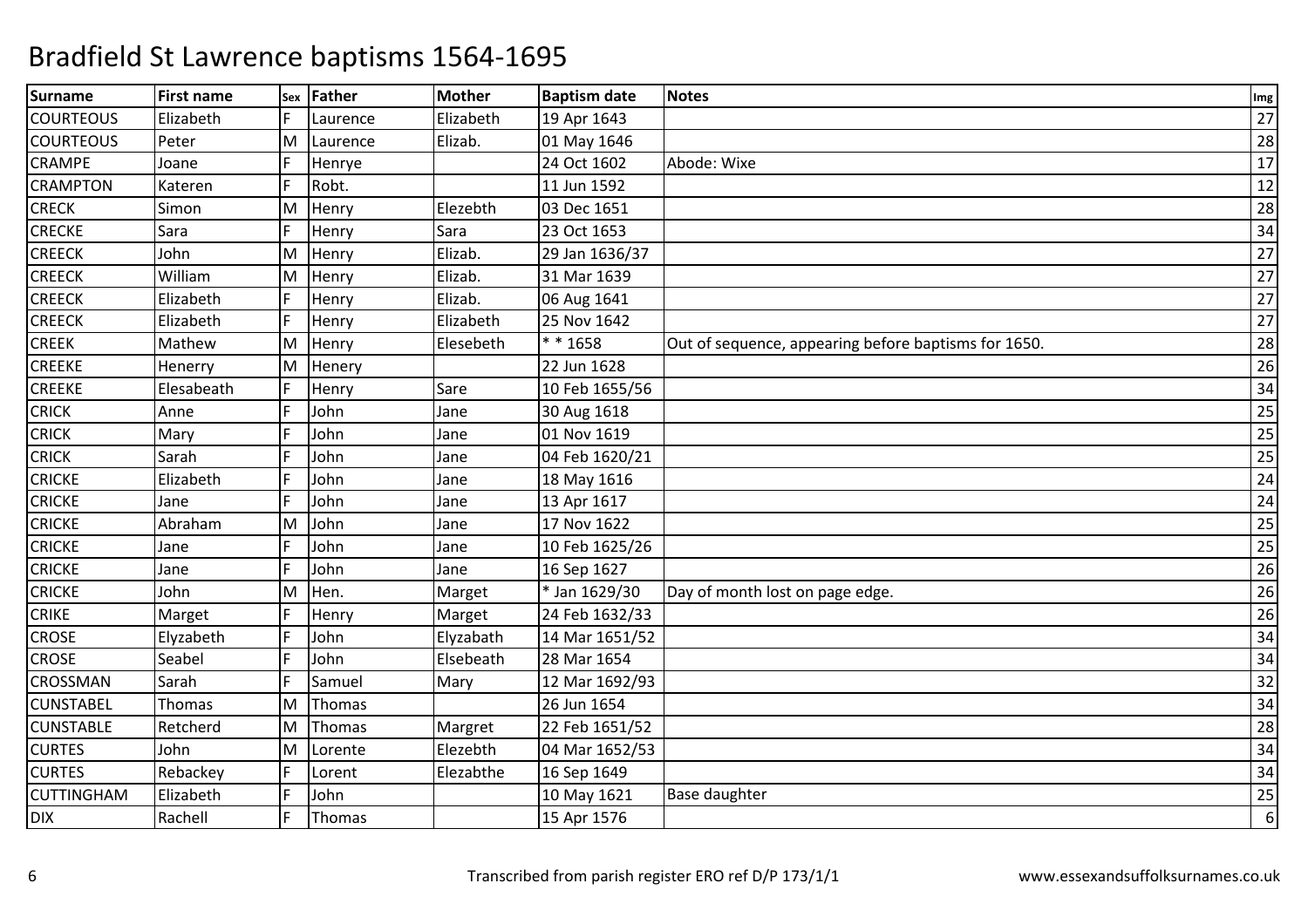# Bradfield St Lawrence baptisms 1564-1695

| Surname | First name | Sex | Father | Mother | Baptism date | Notes | Img |
|---|---|---|---|---|---|---|---|
| COURTEOUS | Elizabeth | F | Laurence | Elizabeth | 19 Apr 1643 | | 27 |
| COURTEOUS | Peter | M | Laurence | Elizab. | 01 May 1646 | | 28 |
| CRAMPE | Joane | F | Henrye | | 24 Oct 1602 | Abode: Wixe | 17 |
| CRAMPTON | Kateren | F | Robt. | | 11 Jun 1592 | | 12 |
| CRECK | Simon | M | Henry | Elezebth | 03 Dec 1651 | | 28 |
| CRECKE | Sara | F | Henry | Sara | 23 Oct 1653 | | 34 |
| CREECK | John | M | Henry | Elizab. | 29 Jan 1636/37 | | 27 |
| CREECK | William | M | Henry | Elizab. | 31 Mar 1639 | | 27 |
| CREECK | Elizabeth | F | Henry | Elizab. | 06 Aug 1641 | | 27 |
| CREECK | Elizabeth | F | Henry | Elizabeth | 25 Nov 1642 | | 27 |
| CREEK | Mathew | M | Henry | Elesebeth | * * 1658 | Out of sequence, appearing before baptisms for 1650. | 28 |
| CREEKE | Henerry | M | Henery | | 22 Jun 1628 | | 26 |
| CREEKE | Elesabeath | F | Henry | Sare | 10 Feb 1655/56 | | 34 |
| CRICK | Anne | F | John | Jane | 30 Aug 1618 | | 25 |
| CRICK | Mary | F | John | Jane | 01 Nov 1619 | | 25 |
| CRICK | Sarah | F | John | Jane | 04 Feb 1620/21 | | 25 |
| CRICKE | Elizabeth | F | John | Jane | 18 May 1616 | | 24 |
| CRICKE | Jane | F | John | Jane | 13 Apr 1617 | | 24 |
| CRICKE | Abraham | M | John | Jane | 17 Nov 1622 | | 25 |
| CRICKE | Jane | F | John | Jane | 10 Feb 1625/26 | | 25 |
| CRICKE | Jane | F | John | Jane | 16 Sep 1627 | | 26 |
| CRICKE | John | M | Hen. | Marget | * Jan 1629/30 | Day of month lost on page edge. | 26 |
| CRIKE | Marget | F | Henry | Marget | 24 Feb 1632/33 | | 26 |
| CROSE | Elyzabeth | F | John | Elyzabath | 14 Mar 1651/52 | | 34 |
| CROSE | Seabel | F | John | Elsebeath | 28 Mar 1654 | | 34 |
| CROSSMAN | Sarah | F | Samuel | Mary | 12 Mar 1692/93 | | 32 |
| CUNSTABEL | Thomas | M | Thomas | | 26 Jun 1654 | | 34 |
| CUNSTABLE | Retcherd | M | Thomas | Margret | 22 Feb 1651/52 | | 28 |
| CURTES | John | M | Lorente | Elezebth | 04 Mar 1652/53 | | 34 |
| CURTES | Rebackey | F | Lorent | Elezabthe | 16 Sep 1649 | | 34 |
| CUTTINGHAM | Elizabeth | F | John | | 10 May 1621 | Base daughter | 25 |
| DIX | Rachell | F | Thomas | | 15 Apr 1576 | | 6 |

Transcribed from parish register ERO ref D/P 173/1/1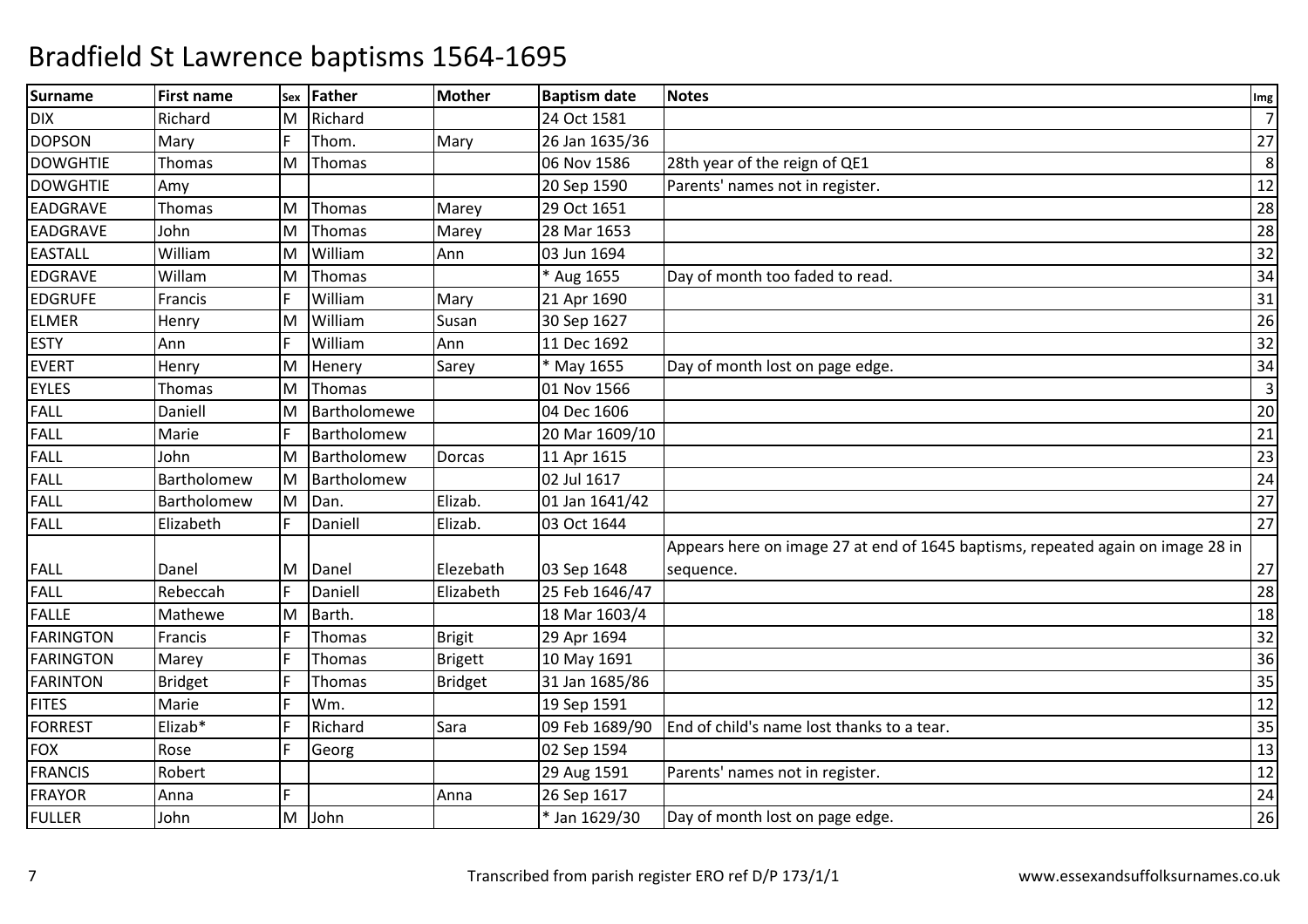# Bradfield St Lawrence baptisms 1564-1695

| Surname | First name | Sex | Father | Mother | Baptism date | Notes | Img |
|---|---|---|---|---|---|---|---|
| DIX | Richard | M | Richard | | 24 Oct 1581 | | 7 |
| DOPSON | Mary | F | Thom. | Mary | 26 Jan 1635/36 | | 27 |
| DOWGHTIE | Thomas | M | Thomas | | 06 Nov 1586 | 28th year of the reign of QE1 | 8 |
| DOWGHTIE | Amy | | | | 20 Sep 1590 | Parents' names not in register. | 12 |
| EADGRAVE | Thomas | M | Thomas | Marey | 29 Oct 1651 | | 28 |
| EADGRAVE | John | M | Thomas | Marey | 28 Mar 1653 | | 28 |
| EASTALL | William | M | William | Ann | 03 Jun 1694 | | 32 |
| EDGRAVE | Willam | M | Thomas | | * Aug 1655 | Day of month too faded to read. | 34 |
| EDGRUFE | Francis | F | William | Mary | 21 Apr 1690 | | 31 |
| ELMER | Henry | M | William | Susan | 30 Sep 1627 | | 26 |
| ESTY | Ann | F | William | Ann | 11 Dec 1692 | | 32 |
| EVERT | Henry | M | Henery | Sarey | * May 1655 | Day of month lost on page edge. | 34 |
| EYLES | Thomas | M | Thomas | | 01 Nov 1566 | | 3 |
| FALL | Daniell | M | Bartholomewe | | 04 Dec 1606 | | 20 |
| FALL | Marie | F | Bartholomew | | 20 Mar 1609/10 | | 21 |
| FALL | John | M | Bartholomew | Dorcas | 11 Apr 1615 | | 23 |
| FALL | Bartholomew | M | Bartholomew | | 02 Jul 1617 | | 24 |
| FALL | Bartholomew | M | Dan. | Elizab. | 01 Jan 1641/42 | | 27 |
| FALL | Elizabeth | F | Daniell | Elizab. | 03 Oct 1644 | | 27 |
| FALL | Danel | M | Danel | Elezebath | 03 Sep 1648 | Appears here on image 27 at end of 1645 baptisms, repeated again on image 28 in sequence. | 27 |
| FALL | Rebeccah | F | Daniell | Elizabeth | 25 Feb 1646/47 | | 28 |
| FALLE | Mathewe | M | Barth. | | 18 Mar 1603/4 | | 18 |
| FARINGTON | Francis | F | Thomas | Brigit | 29 Apr 1694 | | 32 |
| FARINGTON | Marey | F | Thomas | Brigett | 10 May 1691 | | 36 |
| FARINTON | Bridget | F | Thomas | Bridget | 31 Jan 1685/86 | | 35 |
| FITES | Marie | F | Wm. | | 19 Sep 1591 | | 12 |
| FORREST | Elizab* | F | Richard | Sara | 09 Feb 1689/90 | End of child's name lost thanks to a tear. | 35 |
| FOX | Rose | F | Georg | | 02 Sep 1594 | | 13 |
| FRANCIS | Robert | | | | 29 Aug 1591 | Parents' names not in register. | 12 |
| FRAYOR | Anna | F | | Anna | 26 Sep 1617 | | 24 |
| FULLER | John | M | John | | * Jan 1629/30 | Day of month lost on page edge. | 26 |

Transcribed from parish register ERO ref D/P 173/1/1 www.essexandsuffolksurnames.co.uk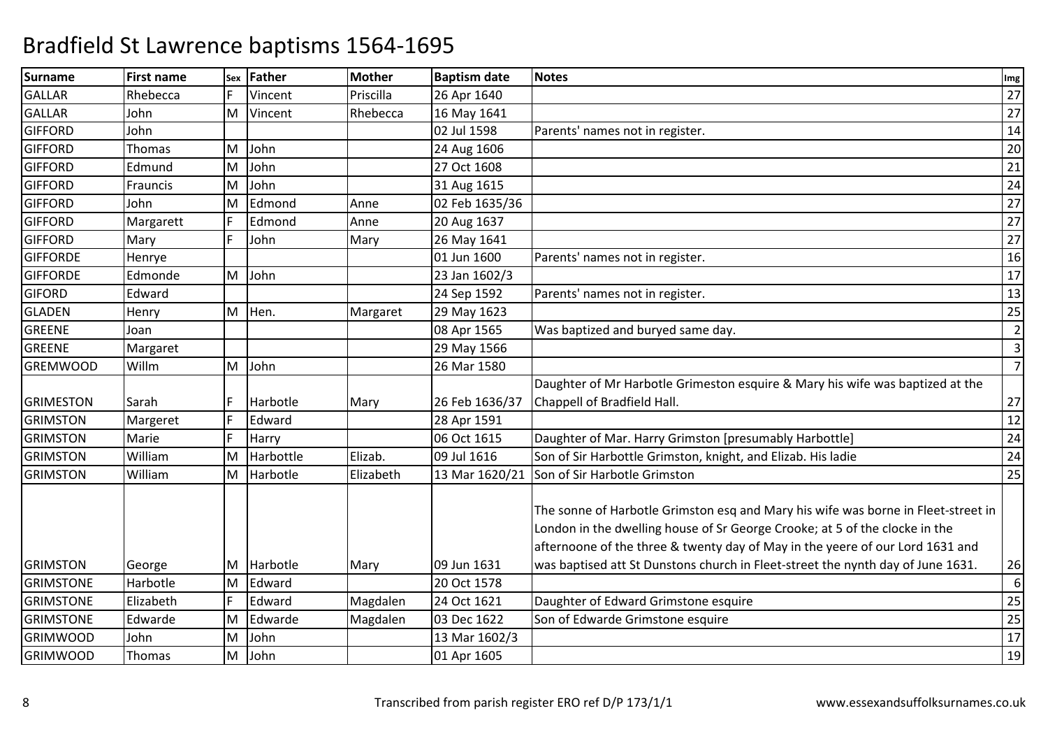# Bradfield St Lawrence baptisms 1564-1695

| Surname | First name | Sex | Father | Mother | Baptism date | Notes | Img |
|---|---|---|---|---|---|---|---|
| GALLAR | Rhebecca | F | Vincent | Priscilla | 26 Apr 1640 | | 27 |
| GALLAR | John | M | Vincent | Rhebecca | 16 May 1641 | | 27 |
| GIFFORD | John | | | | 02 Jul 1598 | Parents' names not in register. | 14 |
| GIFFORD | Thomas | M | John | | 24 Aug 1606 | | 20 |
| GIFFORD | Edmund | M | John | | 27 Oct 1608 | | 21 |
| GIFFORD | Frauncis | M | John | | 31 Aug 1615 | | 24 |
| GIFFORD | John | M | Edmond | Anne | 02 Feb 1635/36 | | 27 |
| GIFFORD | Margarett | F | Edmond | Anne | 20 Aug 1637 | | 27 |
| GIFFORD | Mary | F | John | Mary | 26 May 1641 | | 27 |
| GIFFORDE | Henrye | | | | 01 Jun 1600 | Parents' names not in register. | 16 |
| GIFFORDE | Edmonde | M | John | | 23 Jan 1602/3 | | 17 |
| GIFORD | Edward | | | | 24 Sep 1592 | Parents' names not in register. | 13 |
| GLADEN | Henry | M | Hen. | Margaret | 29 May 1623 | | 25 |
| GREENE | Joan | | | | 08 Apr 1565 | Was baptized and buryed same day. | 2 |
| GREENE | Margaret | | | | 29 May 1566 | | 3 |
| GREMWOOD | Willm | M | John | | 26 Mar 1580 | | 7 |
| GRIMESTON | Sarah | F | Harbotle | Mary | 26 Feb 1636/37 | Daughter of Mr Harbotle Grimeston esquire & Mary his wife was baptized at the Chappell of Bradfield Hall. | 27 |
| GRIMSTON | Margeret | F | Edward | | 28 Apr 1591 | | 12 |
| GRIMSTON | Marie | F | Harry | | 06 Oct 1615 | Daughter of Mar. Harry Grimston [presumably Harbottle] | 24 |
| GRIMSTON | William | M | Harbottle | Elizab. | 09 Jul 1616 | Son of Sir Harbottle Grimston, knight, and Elizab. His ladie | 24 |
| GRIMSTON | William | M | Harbotle | Elizabeth | 13 Mar 1620/21 | Son of Sir Harbotle Grimston | 25 |
| GRIMSTON | George | M | Harbotle | Mary | 09 Jun 1631 | The sonne of Harbotle Grimston esq and Mary his wife was borne in Fleet-street in London in the dwelling house of Sr George Crooke; at 5 of the clocke in the afternoone of the three & twenty day of May in the yeere of our Lord 1631 and was baptised att St Dunstons church in Fleet-street the nynth day of June 1631. | 26 |
| GRIMSTONE | Harbotle | M | Edward | | 20 Oct 1578 | | 6 |
| GRIMSTONE | Elizabeth | F | Edward | Magdalen | 24 Oct 1621 | Daughter of Edward Grimstone esquire | 25 |
| GRIMSTONE | Edwarde | M | Edwarde | Magdalen | 03 Dec 1622 | Son of Edwarde Grimstone esquire | 25 |
| GRIMWOOD | John | M | John | | 13 Mar 1602/3 | | 17 |
| GRIMWOOD | Thomas | M | John | | 01 Apr 1605 | | 19 |

Transcribed from parish register ERO ref D/P 173/1/1

www.essexandsuffolksurnames.co.uk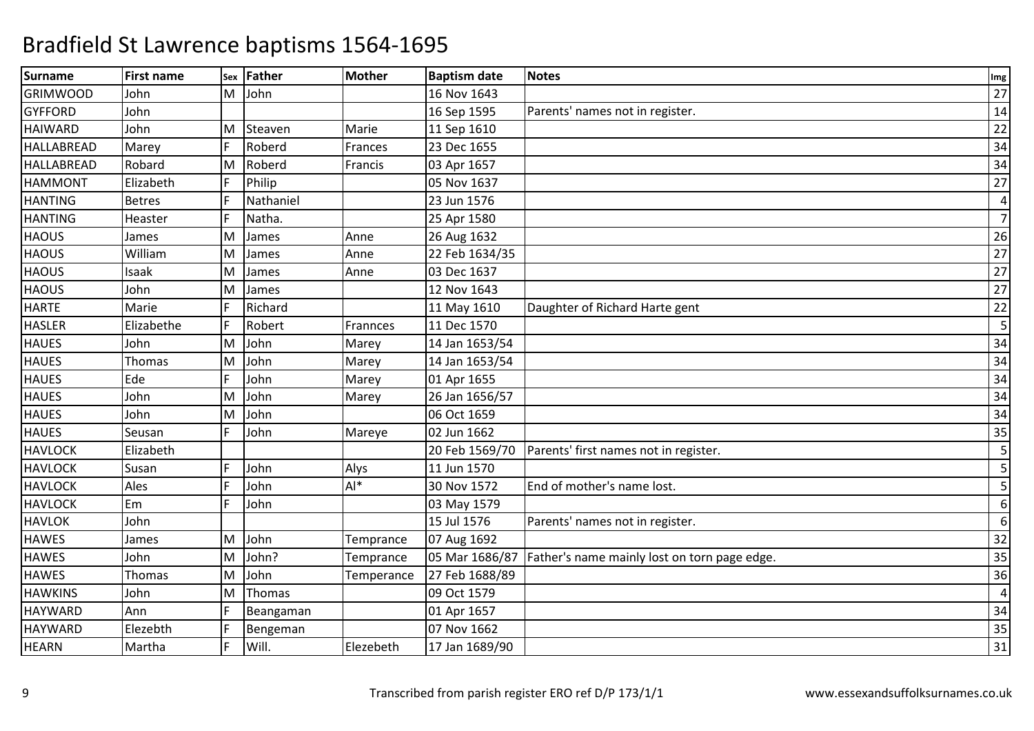# Bradfield St Lawrence baptisms 1564-1695

| Surname | First name | Sex | Father | Mother | Baptism date | Notes | Img |
|---|---|---|---|---|---|---|---|
| GRIMWOOD | John | M | John | | 16 Nov 1643 | | 27 |
| GYFFORD | John | | | | 16 Sep 1595 | Parents' names not in register. | 14 |
| HAIWARD | John | M | Steaven | Marie | 11 Sep 1610 | | 22 |
| HALLABREAD | Marey | F | Roberd | Frances | 23 Dec 1655 | | 34 |
| HALLABREAD | Robard | M | Roberd | Francis | 03 Apr 1657 | | 34 |
| HAMMONT | Elizabeth | F | Philip | | 05 Nov 1637 | | 27 |
| HANTING | Betres | F | Nathaniel | | 23 Jun 1576 | | 4 |
| HANTING | Heaster | F | Natha. | | 25 Apr 1580 | | 7 |
| HAOUS | James | M | James | Anne | 26 Aug 1632 | | 26 |
| HAOUS | William | M | James | Anne | 22 Feb 1634/35 | | 27 |
| HAOUS | Isaak | M | James | Anne | 03 Dec 1637 | | 27 |
| HAOUS | John | M | James | | 12 Nov 1643 | | 27 |
| HARTE | Marie | F | Richard | | 11 May 1610 | Daughter of Richard Harte gent | 22 |
| HASLER | Elizabethe | F | Robert | Frannces | 11 Dec 1570 | | 5 |
| HAUES | John | M | John | Marey | 14 Jan 1653/54 | | 34 |
| HAUES | Thomas | M | John | Marey | 14 Jan 1653/54 | | 34 |
| HAUES | Ede | F | John | Marey | 01 Apr 1655 | | 34 |
| HAUES | John | M | John | Marey | 26 Jan 1656/57 | | 34 |
| HAUES | John | M | John | | 06 Oct 1659 | | 34 |
| HAUES | Seusan | F | John | Mareye | 02 Jun 1662 | | 35 |
| HAVLOCK | Elizabeth | | | | 20 Feb 1569/70 | Parents' first names not in register. | 5 |
| HAVLOCK | Susan | F | John | Alys | 11 Jun 1570 | | 5 |
| HAVLOCK | Ales | F | John | Al* | 30 Nov 1572 | End of mother's name lost. | 5 |
| HAVLOCK | Em | F | John | | 03 May 1579 | | 6 |
| HAVLOK | John | | | | 15 Jul 1576 | Parents' names not in register. | 6 |
| HAWES | James | M | John | Temprance | 07 Aug 1692 | | 32 |
| HAWES | John | M | John? | Temprance | 05 Mar 1686/87 | Father's name mainly lost on torn page edge. | 35 |
| HAWES | Thomas | M | John | Temperance | 27 Feb 1688/89 | | 36 |
| HAWKINS | John | M | Thomas | | 09 Oct 1579 | | 4 |
| HAYWARD | Ann | F | Beangaman | | 01 Apr 1657 | | 34 |
| HAYWARD | Elezebth | F | Bengeman | | 07 Nov 1662 | | 35 |
| HEARN | Martha | F | Will. | Elezebeth | 17 Jan 1689/90 | | 31 |

Transcribed from parish register ERO ref D/P 173/1/1

www.essexandsuffolksurnames.co.uk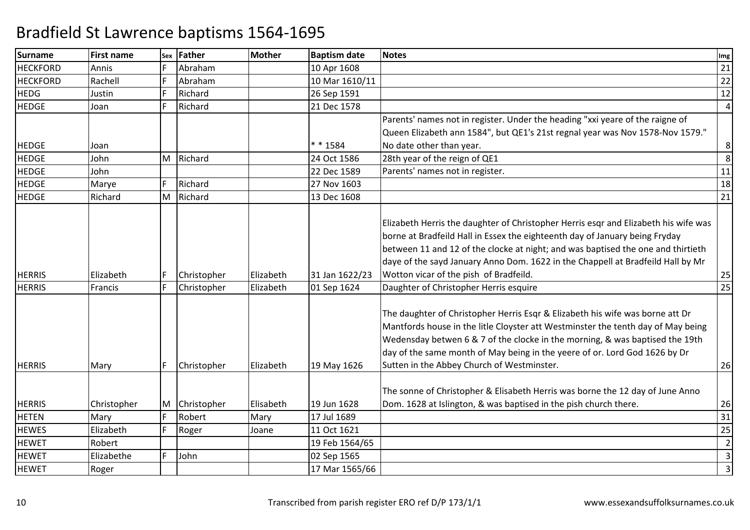# Bradfield St Lawrence baptisms 1564-1695

| Surname | First name | Sex | Father | Mother | Baptism date | Notes | Img |
|---|---|---|---|---|---|---|---|
| HECKFORD | Annis | F | Abraham | | 10 Apr 1608 | | 21 |
| HECKFORD | Rachell | F | Abraham | | 10 Mar 1610/11 | | 22 |
| HEDG | Justin | F | Richard | | 26 Sep 1591 | | 12 |
| HEDGE | Joan | F | Richard | | 21 Dec 1578 | | 4 |
| HEDGE | Joan | | | | * * 1584 | Parents' names not in register. Under the heading "xxi yeare of the raigne of Queen Elizabeth ann 1584", but QE1's 21st regnal year was Nov 1578-Nov 1579." No date other than year. | 8 |
| HEDGE | John | M | Richard | | 24 Oct 1586 | 28th year of the reign of QE1 | 8 |
| HEDGE | John | | | | 22 Dec 1589 | Parents' names not in register. | 11 |
| HEDGE | Marye | F | Richard | | 27 Nov 1603 | | 18 |
| HEDGE | Richard | M | Richard | | 13 Dec 1608 | | 21 |
| HERRIS | Elizabeth | F | Christopher | Elizabeth | 31 Jan 1622/23 | Elizabeth Herris the daughter of Christopher Herris esqr and Elizabeth his wife was borne at Bradfeild Hall in Essex the eighteenth day of January being Fryday between 11 and 12 of the clocke at night; and was baptised the one and thirtieth daye of the sayd January Anno Dom. 1622 in the Chappell at Bradfeild Hall by Mr Wotton vicar of the pish of Bradfeild. | 25 |
| HERRIS | Francis | F | Christopher | Elizabeth | 01 Sep 1624 | Daughter of Christopher Herris esquire | 25 |
| HERRIS | Mary | F | Christopher | Elizabeth | 19 May 1626 | The daughter of Christopher Herris Esqr & Elizabeth his wife was borne att Dr Mantfords house in the litle Cloyster att Westminster the tenth day of May being Wedensday betwen 6 & 7 of the clocke in the morning, & was baptised the 19th day of the same month of May being in the yeere of or. Lord God 1626 by Dr Sutten in the Abbey Church of Westminster. | 26 |
| HERRIS | Christopher | M | Christopher | Elisabeth | 19 Jun 1628 | The sonne of Christopher & Elisabeth Herris was borne the 12 day of June Anno Dom. 1628 at Islington, & was baptised in the pish church there. | 26 |
| HETEN | Mary | F | Robert | Mary | 17 Jul 1689 | | 31 |
| HEWES | Elizabeth | F | Roger | Joane | 11 Oct 1621 | | 25 |
| HEWET | Robert | | | | 19 Feb 1564/65 | | 2 |
| HEWET | Elizabethe | F | John | | 02 Sep 1565 | | 3 |
| HEWET | Roger | | | | 17 Mar 1565/66 | | 3 |

Transcribed from parish register ERO ref D/P 173/1/1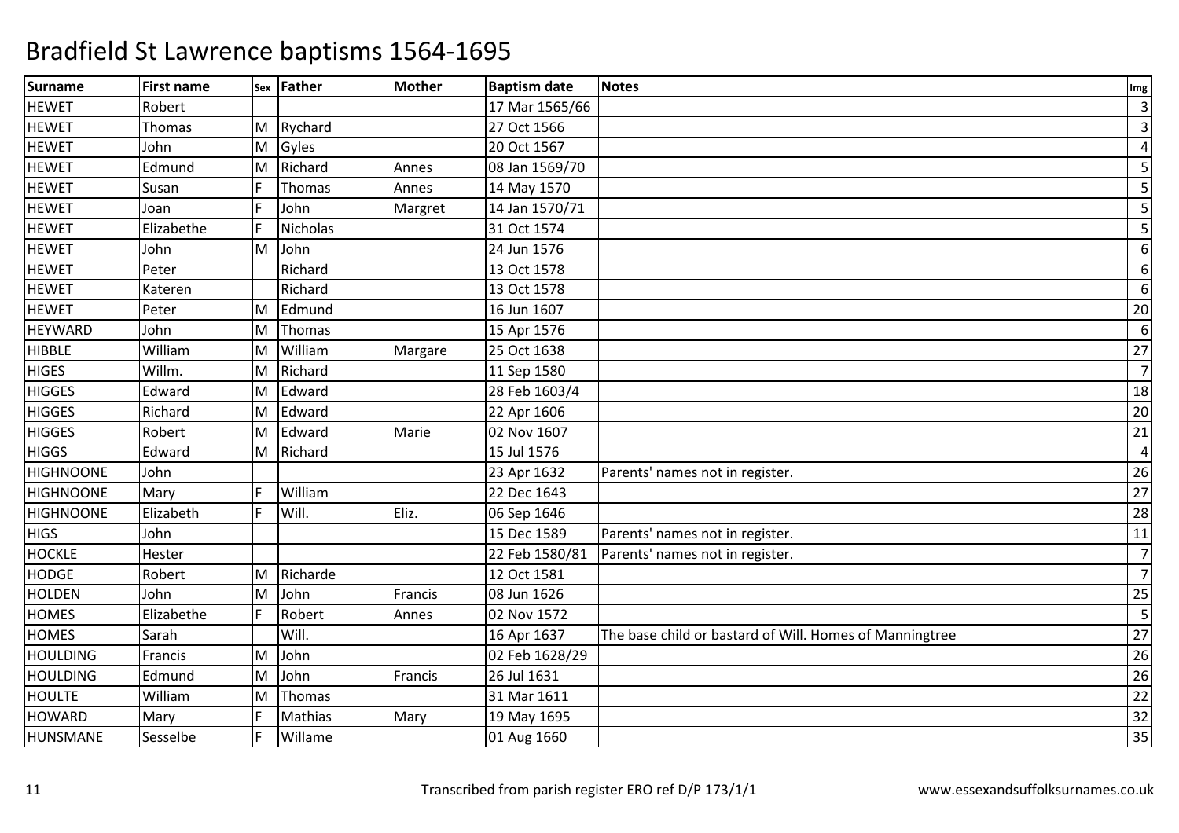# Bradfield St Lawrence baptisms 1564-1695

| Surname | First name | Sex | Father | Mother | Baptism date | Notes | Img |
|---|---|---|---|---|---|---|---|
| HEWET | Robert | | | | 17 Mar 1565/66 | | 3 |
| HEWET | Thomas | M | Rychard | | 27 Oct 1566 | | 3 |
| HEWET | John | M | Gyles | | 20 Oct 1567 | | 4 |
| HEWET | Edmund | M | Richard | Annes | 08 Jan 1569/70 | | 5 |
| HEWET | Susan | F | Thomas | Annes | 14 May 1570 | | 5 |
| HEWET | Joan | F | John | Margret | 14 Jan 1570/71 | | 5 |
| HEWET | Elizabethe | F | Nicholas | | 31 Oct 1574 | | 5 |
| HEWET | John | M | John | | 24 Jun 1576 | | 6 |
| HEWET | Peter | | Richard | | 13 Oct 1578 | | 6 |
| HEWET | Kateren | | Richard | | 13 Oct 1578 | | 6 |
| HEWET | Peter | M | Edmund | | 16 Jun 1607 | | 20 |
| HEYWARD | John | M | Thomas | | 15 Apr 1576 | | 6 |
| HIBBLE | William | M | William | Margare | 25 Oct 1638 | | 27 |
| HIGES | Willm. | M | Richard | | 11 Sep 1580 | | 7 |
| HIGGES | Edward | M | Edward | | 28 Feb 1603/4 | | 18 |
| HIGGES | Richard | M | Edward | | 22 Apr 1606 | | 20 |
| HIGGES | Robert | M | Edward | Marie | 02 Nov 1607 | | 21 |
| HIGGS | Edward | M | Richard | | 15 Jul 1576 | | 4 |
| HIGHNOONE | John | | | | 23 Apr 1632 | Parents' names not in register. | 26 |
| HIGHNOONE | Mary | F | William | | 22 Dec 1643 | | 27 |
| HIGHNOONE | Elizabeth | F | Will. | Eliz. | 06 Sep 1646 | | 28 |
| HIGS | John | | | | 15 Dec 1589 | Parents' names not in register. | 11 |
| HOCKLE | Hester | | | | 22 Feb 1580/81 | Parents' names not in register. | 7 |
| HODGE | Robert | M | Richarde | | 12 Oct 1581 | | 7 |
| HOLDEN | John | M | John | Francis | 08 Jun 1626 | | 25 |
| HOMES | Elizabethe | F | Robert | Annes | 02 Nov 1572 | | 5 |
| HOMES | Sarah | | Will. | | 16 Apr 1637 | The base child or bastard of Will. Homes of Manningtree | 27 |
| HOULDING | Francis | M | John | | 02 Feb 1628/29 | | 26 |
| HOULDING | Edmund | M | John | Francis | 26 Jul 1631 | | 26 |
| HOULTE | William | M | Thomas | | 31 Mar 1611 | | 22 |
| HOWARD | Mary | F | Mathias | Mary | 19 May 1695 | | 32 |
| HUNSMANE | Sesselbe | F | Willame | | 01 Aug 1660 | | 35 |

Transcribed from parish register ERO ref D/P 173/1/1 www.essexandsuffolksurnames.co.uk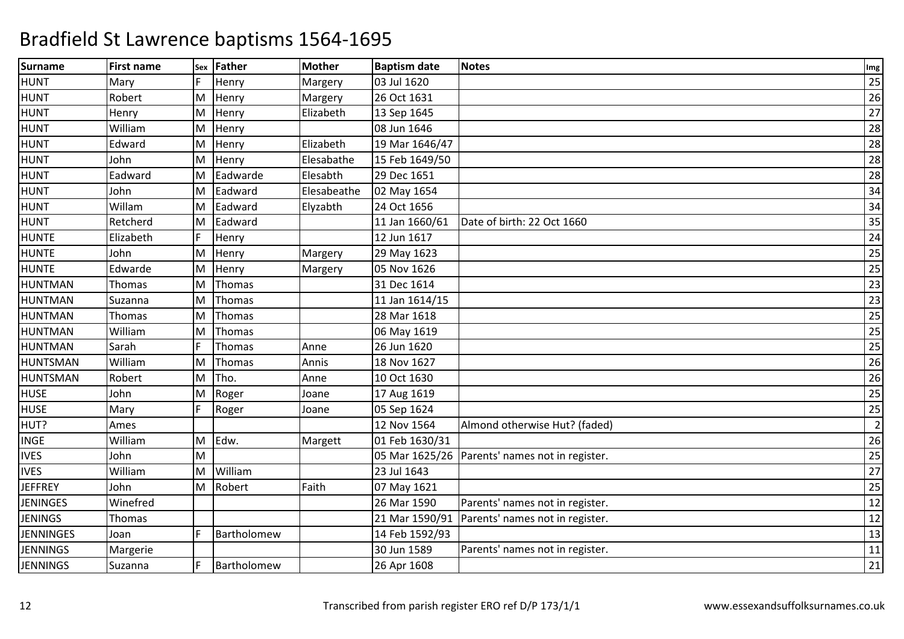# Bradfield St Lawrence baptisms 1564-1695

| Surname | First name | Sex | Father | Mother | Baptism date | Notes | Img |
|---|---|---|---|---|---|---|---|
| HUNT | Mary | F | Henry | Margery | 03 Jul 1620 | | 25 |
| HUNT | Robert | M | Henry | Margery | 26 Oct 1631 | | 26 |
| HUNT | Henry | M | Henry | Elizabeth | 13 Sep 1645 | | 27 |
| HUNT | William | M | Henry | | 08 Jun 1646 | | 28 |
| HUNT | Edward | M | Henry | Elizabeth | 19 Mar 1646/47 | | 28 |
| HUNT | John | M | Henry | Elesabathe | 15 Feb 1649/50 | | 28 |
| HUNT | Eadward | M | Eadwarde | Elesabth | 29 Dec 1651 | | 28 |
| HUNT | John | M | Eadward | Elesabeathe | 02 May 1654 | | 34 |
| HUNT | Willam | M | Eadward | Elyzabth | 24 Oct 1656 | | 34 |
| HUNT | Retcherd | M | Eadward | | 11 Jan 1660/61 | Date of birth: 22 Oct 1660 | 35 |
| HUNTE | Elizabeth | F | Henry | | 12 Jun 1617 | | 24 |
| HUNTE | John | M | Henry | Margery | 29 May 1623 | | 25 |
| HUNTE | Edwarde | M | Henry | Margery | 05 Nov 1626 | | 25 |
| HUNTMAN | Thomas | M | Thomas | | 31 Dec 1614 | | 23 |
| HUNTMAN | Suzanna | M | Thomas | | 11 Jan 1614/15 | | 23 |
| HUNTMAN | Thomas | M | Thomas | | 28 Mar 1618 | | 25 |
| HUNTMAN | William | M | Thomas | | 06 May 1619 | | 25 |
| HUNTMAN | Sarah | F | Thomas | Anne | 26 Jun 1620 | | 25 |
| HUNTSMAN | William | M | Thomas | Annis | 18 Nov 1627 | | 26 |
| HUNTSMAN | Robert | M | Tho. | Anne | 10 Oct 1630 | | 26 |
| HUSE | John | M | Roger | Joane | 17 Aug 1619 | | 25 |
| HUSE | Mary | F | Roger | Joane | 05 Sep 1624 | | 25 |
| HUT? | Ames | | | | 12 Nov 1564 | Almond otherwise Hut? (faded) | 2 |
| INGE | William | M | Edw. | Margett | 01 Feb 1630/31 | | 26 |
| IVES | John | M | | | 05 Mar 1625/26 | Parents' names not in register. | 25 |
| IVES | William | M | William | | 23 Jul 1643 | | 27 |
| JEFFREY | John | M | Robert | Faith | 07 May 1621 | | 25 |
| JENINGES | Winefred | | | | 26 Mar 1590 | Parents' names not in register. | 12 |
| JENINGS | Thomas | | | | 21 Mar 1590/91 | Parents' names not in register. | 12 |
| JENNINGES | Joan | F | Bartholomew | | 14 Feb 1592/93 | | 13 |
| JENNINGS | Margerie | | | | 30 Jun 1589 | Parents' names not in register. | 11 |
| JENNINGS | Suzanna | F | Bartholomew | | 26 Apr 1608 | | 21 |

Transcribed from parish register ERO ref D/P 173/1/1

www.essexandsuffolksurnames.co.uk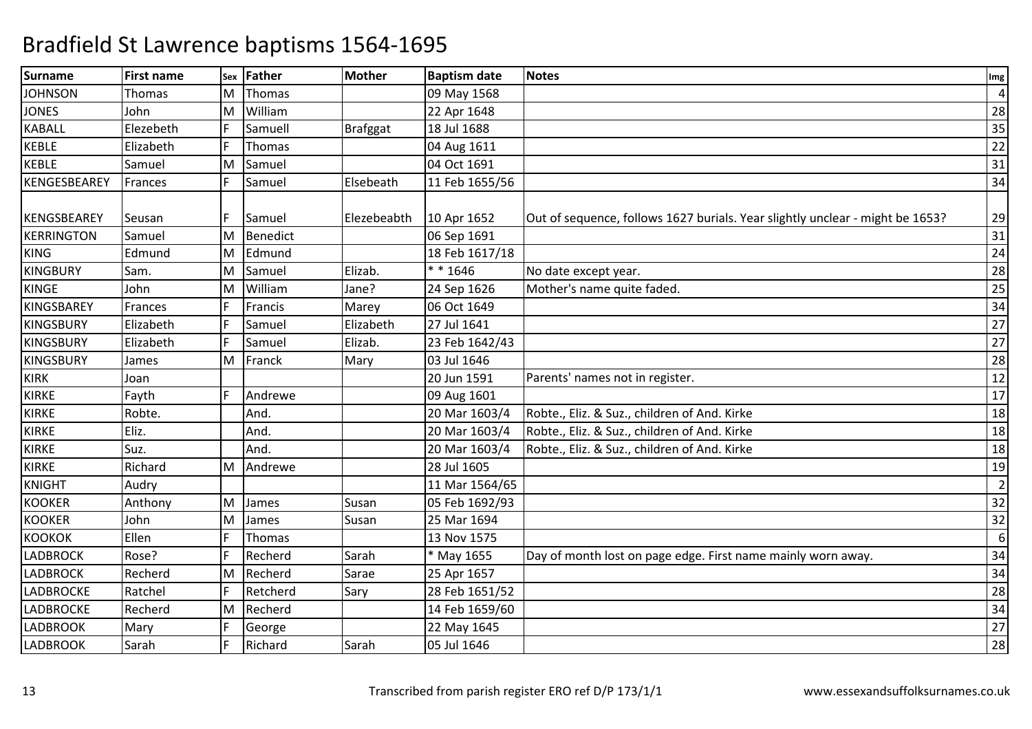# Bradfield St Lawrence baptisms 1564-1695

| Surname | First name | Sex | Father | Mother | Baptism date | Notes | Img |
|---|---|---|---|---|---|---|---|
| JOHNSON | Thomas | M | Thomas | | 09 May 1568 | | 4 |
| JONES | John | M | William | | 22 Apr 1648 | | 28 |
| KABALL | Elezebeth | F | Samuell | Brafggat | 18 Jul 1688 | | 35 |
| KEBLE | Elizabeth | F | Thomas | | 04 Aug 1611 | | 22 |
| KEBLE | Samuel | M | Samuel | | 04 Oct 1691 | | 31 |
| KENGESBEAREY | Frances | F | Samuel | Elsebeath | 11 Feb 1655/56 | | 34 |
| KENGSBEAREY | Seusan | F | Samuel | Elezebeabth | 10 Apr 1652 | Out of sequence, follows 1627 burials. Year slightly unclear - might be 1653? | 29 |
| KERRINGTON | Samuel | M | Benedict | | 06 Sep 1691 | | 31 |
| KING | Edmund | M | Edmund | | 18 Feb 1617/18 | | 24 |
| KINGBURY | Sam. | M | Samuel | Elizab. | * * 1646 | No date except year. | 28 |
| KINGE | John | M | William | Jane? | 24 Sep 1626 | Mother's name quite faded. | 25 |
| KINGSBAREY | Frances | F | Francis | Marey | 06 Oct 1649 | | 34 |
| KINGSBURY | Elizabeth | F | Samuel | Elizabeth | 27 Jul 1641 | | 27 |
| KINGSBURY | Elizabeth | F | Samuel | Elizab. | 23 Feb 1642/43 | | 27 |
| KINGSBURY | James | M | Franck | Mary | 03 Jul 1646 | | 28 |
| KIRK | Joan | | | | 20 Jun 1591 | Parents' names not in register. | 12 |
| KIRKE | Fayth | F | Andrewe | | 09 Aug 1601 | | 17 |
| KIRKE | Robte. | | And. | | 20 Mar 1603/4 | Robte., Eliz. & Suz., children of And. Kirke | 18 |
| KIRKE | Eliz. | | And. | | 20 Mar 1603/4 | Robte., Eliz. & Suz., children of And. Kirke | 18 |
| KIRKE | Suz. | | And. | | 20 Mar 1603/4 | Robte., Eliz. & Suz., children of And. Kirke | 18 |
| KIRKE | Richard | M | Andrewe | | 28 Jul 1605 | | 19 |
| KNIGHT | Audry | | | | 11 Mar 1564/65 | | 2 |
| KOOKER | Anthony | M | James | Susan | 05 Feb 1692/93 | | 32 |
| KOOKER | John | M | James | Susan | 25 Mar 1694 | | 32 |
| KOOKOK | Ellen | F | Thomas | | 13 Nov 1575 | | 6 |
| LADBROCK | Rose? | F | Recherd | Sarah | * May 1655 | Day of month lost on page edge. First name mainly worn away. | 34 |
| LADBROCK | Recherd | M | Recherd | Sarae | 25 Apr 1657 | | 34 |
| LADBROCKE | Ratchel | F | Retcherd | Sary | 28 Feb 1651/52 | | 28 |
| LADBROCKE | Recherd | M | Recherd | | 14 Feb 1659/60 | | 34 |
| LADBROOK | Mary | F | George | | 22 May 1645 | | 27 |
| LADBROOK | Sarah | F | Richard | Sarah | 05 Jul 1646 | | 28 |

Transcribed from parish register ERO ref D/P 173/1/1 www.essexandsuffolksurnames.co.uk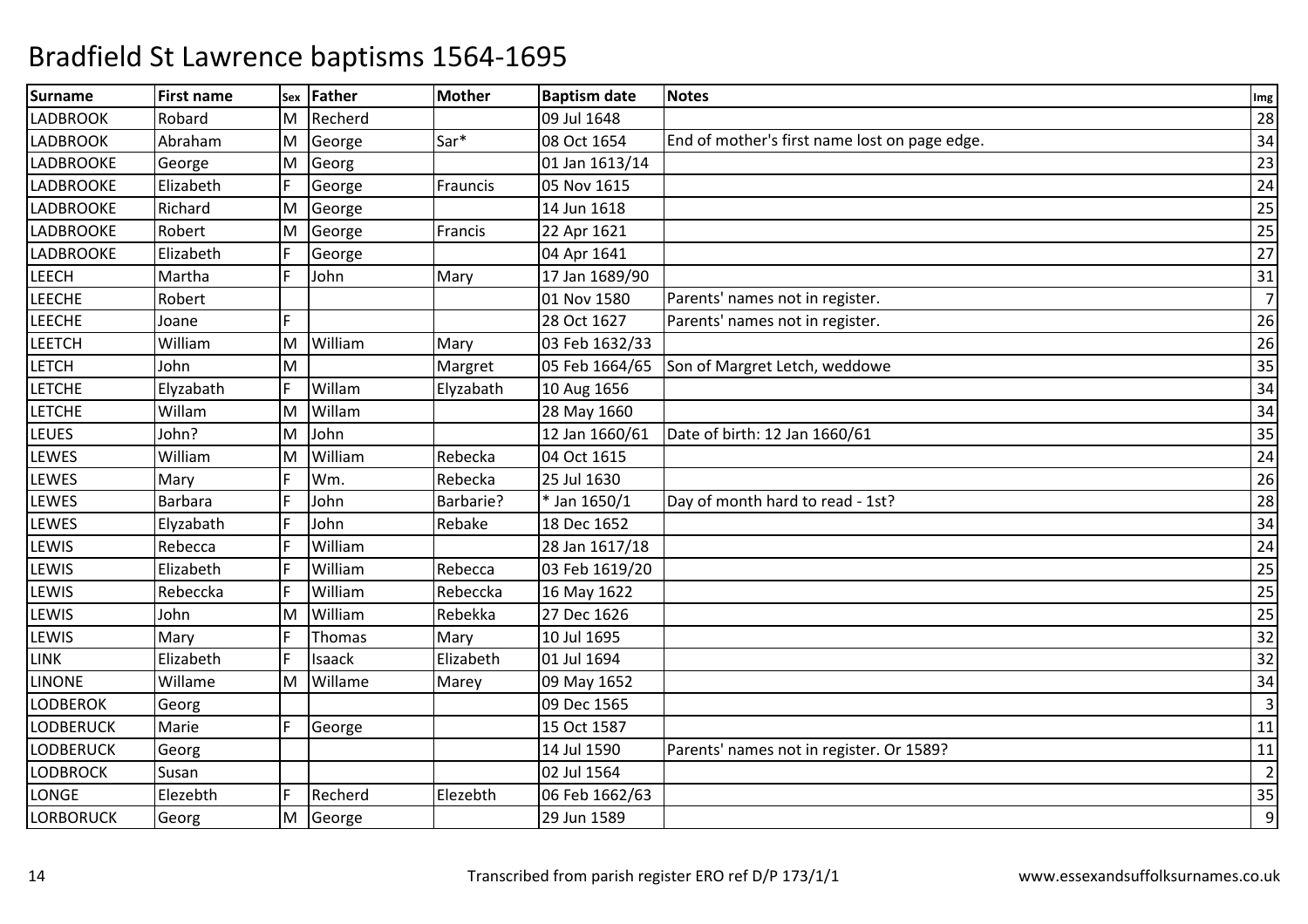# Bradfield St Lawrence baptisms 1564-1695

| Surname | First name | Sex | Father | Mother | Baptism date | Notes | Img |
|---|---|---|---|---|---|---|---|
| LADBROOK | Robard | M | Recherd | | 09 Jul 1648 | | 28 |
| LADBROOK | Abraham | M | George | Sar* | 08 Oct 1654 | End of mother's first name lost on page edge. | 34 |
| LADBROOKE | George | M | Georg | | 01 Jan 1613/14 | | 23 |
| LADBROOKE | Elizabeth | F | George | Frauncis | 05 Nov 1615 | | 24 |
| LADBROOKE | Richard | M | George | | 14 Jun 1618 | | 25 |
| LADBROOKE | Robert | M | George | Francis | 22 Apr 1621 | | 25 |
| LADBROOKE | Elizabeth | F | George | | 04 Apr 1641 | | 27 |
| LEECH | Martha | F | John | Mary | 17 Jan 1689/90 | | 31 |
| LEECHE | Robert | | | | 01 Nov 1580 | Parents' names not in register. | 7 |
| LEECHE | Joane | F | | | 28 Oct 1627 | Parents' names not in register. | 26 |
| LEETCH | William | M | William | Mary | 03 Feb 1632/33 | | 26 |
| LETCH | John | M | | Margret | 05 Feb 1664/65 | Son of Margret Letch, weddowe | 35 |
| LETCHE | Elyzabath | F | Willam | Elyzabath | 10 Aug 1656 | | 34 |
| LETCHE | Willam | M | Willam | | 28 May 1660 | | 34 |
| LEUES | John? | M | John | | 12 Jan 1660/61 | Date of birth: 12 Jan 1660/61 | 35 |
| LEWES | William | M | William | Rebecka | 04 Oct 1615 | | 24 |
| LEWES | Mary | F | Wm. | Rebecka | 25 Jul 1630 | | 26 |
| LEWES | Barbara | F | John | Barbarie? | * Jan 1650/1 | Day of month hard to read - 1st? | 28 |
| LEWES | Elyzabath | F | John | Rebake | 18 Dec 1652 | | 34 |
| LEWIS | Rebecca | F | William | | 28 Jan 1617/18 | | 24 |
| LEWIS | Elizabeth | F | William | Rebecca | 03 Feb 1619/20 | | 25 |
| LEWIS | Rebeccka | F | William | Rebeccka | 16 May 1622 | | 25 |
| LEWIS | John | M | William | Rebekka | 27 Dec 1626 | | 25 |
| LEWIS | Mary | F | Thomas | Mary | 10 Jul 1695 | | 32 |
| LINK | Elizabeth | F | Isaack | Elizabeth | 01 Jul 1694 | | 32 |
| LINONE | Willame | M | Willame | Marey | 09 May 1652 | | 34 |
| LODBEROK | Georg | | | | 09 Dec 1565 | | 3 |
| LODBERUCK | Marie | F | George | | 15 Oct 1587 | | 11 |
| LODBERUCK | Georg | | | | 14 Jul 1590 | Parents' names not in register. Or 1589? | 11 |
| LODBROCK | Susan | | | | 02 Jul 1564 | | 2 |
| LONGE | Elezebth | F | Recherd | Elezebth | 06 Feb 1662/63 | | 35 |
| LORBORUCK | Georg | M | George | | 29 Jun 1589 | | 9 |

Transcribed from parish register ERO ref D/P 173/1/1

www.essexandsuffolksurnames.co.uk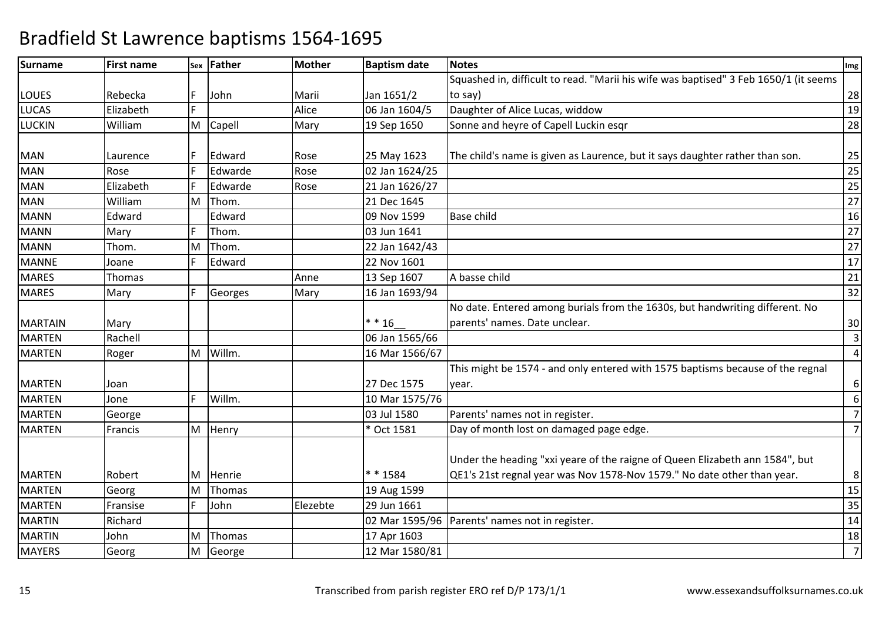# Bradfield St Lawrence baptisms 1564-1695

| Surname | First name | Sex | Father | Mother | Baptism date | Notes | Img |
|---|---|---|---|---|---|---|---|
| LOUES | Rebecka | F | John | Marii | Jan 1651/2 | Squashed in, difficult to read. "Marii his wife was baptised" 3 Feb 1650/1 (it seems to say) | 28 |
| LUCAS | Elizabeth | F | | Alice | 06 Jan 1604/5 | Daughter of Alice Lucas, widdow | 19 |
| LUCKIN | William | M | Capell | Mary | 19 Sep 1650 | Sonne and heyre of Capell Luckin esqr | 28 |
| MAN | Laurence | F | Edward | Rose | 25 May 1623 | The child's name is given as Laurence, but it says daughter rather than son. | 25 |
| MAN | Rose | F | Edwarde | Rose | 02 Jan 1624/25 | | 25 |
| MAN | Elizabeth | F | Edwarde | Rose | 21 Jan 1626/27 | | 25 |
| MAN | William | M | Thom. | | 21 Dec 1645 | | 27 |
| MANN | Edward | | Edward | | 09 Nov 1599 | Base child | 16 |
| MANN | Mary | F | Thom. | | 03 Jun 1641 | | 27 |
| MANN | Thom. | M | Thom. | | 22 Jan 1642/43 | | 27 |
| MANNE | Joane | F | Edward | | 22 Nov 1601 | | 17 |
| MARES | Thomas | | | Anne | 13 Sep 1607 | A basse child | 21 |
| MARES | Mary | F | Georges | Mary | 16 Jan 1693/94 | | 32 |
| MARTAIN | Mary | | | | * * 16__ | No date. Entered among burials from the 1630s, but handwriting different. No parents' names. Date unclear. | 30 |
| MARTEN | Rachell | | | | 06 Jan 1565/66 | | 3 |
| MARTEN | Roger | M | Willm. | | 16 Mar 1566/67 | | 4 |
| MARTEN | Joan | | | | 27 Dec 1575 | This might be 1574 - and only entered with 1575 baptisms because of the regnal year. | 6 |
| MARTEN | Jone | F | Willm. | | 10 Mar 1575/76 | | 6 |
| MARTEN | George | | | | 03 Jul 1580 | Parents' names not in register. | 7 |
| MARTEN | Francis | M | Henry | | * Oct 1581 | Day of month lost on damaged page edge. | 7 |
| MARTEN | Robert | M | Henrie | | * * 1584 | Under the heading "xxi yeare of the raigne of Queen Elizabeth ann 1584", but QE1's 21st regnal year was Nov 1578-Nov 1579." No date other than year. | 8 |
| MARTEN | Georg | M | Thomas | | 19 Aug 1599 | | 15 |
| MARTEN | Fransise | F | John | Elezebte | 29 Jun 1661 | | 35 |
| MARTIN | Richard | | | | 02 Mar 1595/96 | Parents' names not in register. | 14 |
| MARTIN | John | M | Thomas | | 17 Apr 1603 | | 18 |
| MAYERS | Georg | M | George | | 12 Mar 1580/81 | | 7 |

Transcribed from parish register ERO ref D/P 173/1/1 www.essexandsuffolksurnames.co.uk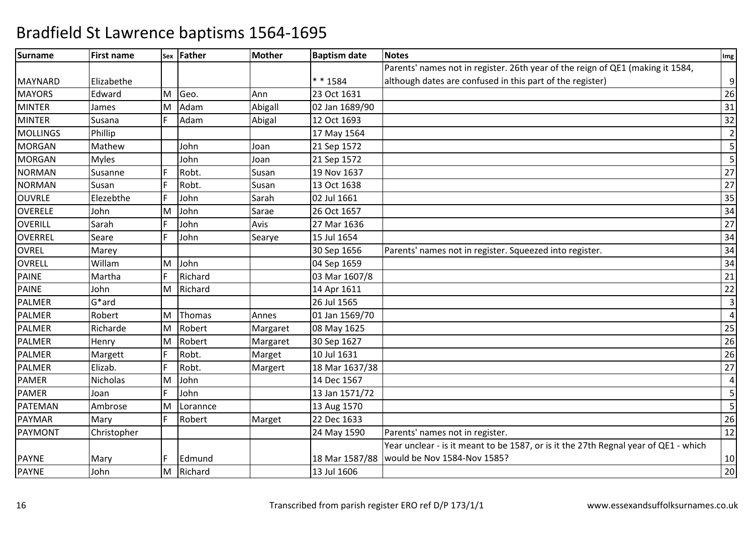# Bradfield St Lawrence baptisms 1564-1695

| Surname | First name | Sex | Father | Mother | Baptism date | Notes | Img |
|---|---|---|---|---|---|---|---|
| MAYNARD | Elizabethe | | | | * * 1584 | Parents' names not in register. 26th year of the reign of QE1 (making it 1584, although dates are confused in this part of the register) | 9 |
| MAYORS | Edward | M | Geo. | Ann | 23 Oct 1631 | | 26 |
| MINTER | James | M | Adam | Abigall | 02 Jan 1689/90 | | 31 |
| MINTER | Susana | F | Adam | Abigal | 12 Oct 1693 | | 32 |
| MOLLINGS | Phillip | | | | 17 May 1564 | | 2 |
| MORGAN | Mathew | | John | Joan | 21 Sep 1572 | | 5 |
| MORGAN | Myles | | John | Joan | 21 Sep 1572 | | 5 |
| NORMAN | Susanne | F | Robt. | Susan | 19 Nov 1637 | | 27 |
| NORMAN | Susan | F | Robt. | Susan | 13 Oct 1638 | | 27 |
| OUVRLE | Elezebthe | F | John | Sarah | 02 Jul 1661 | | 35 |
| OVERELE | John | M | John | Sarae | 26 Oct 1657 | | 34 |
| OVERILL | Sarah | F | John | Avis | 27 Mar 1636 | | 27 |
| OVERREL | Seare | F | John | Searye | 15 Jul 1654 | | 34 |
| OVREL | Marey | | | | 30 Sep 1656 | Parents' names not in register. Squeezed into register. | 34 |
| OVRELL | Willam | M | John | | 04 Sep 1659 | | 34 |
| PAINE | Martha | F | Richard | | 03 Mar 1607/8 | | 21 |
| PAINE | John | M | Richard | | 14 Apr 1611 | | 22 |
| PALMER | G*ard | | | | 26 Jul 1565 | | 3 |
| PALMER | Robert | M | Thomas | Annes | 01 Jan 1569/70 | | 4 |
| PALMER | Richarde | M | Robert | Margaret | 08 May 1625 | | 25 |
| PALMER | Henry | M | Robert | Margaret | 30 Sep 1627 | | 26 |
| PALMER | Margett | F | Robt. | Marget | 10 Jul 1631 | | 26 |
| PALMER | Elizab. | F | Robt. | Margert | 18 Mar 1637/38 | | 27 |
| PAMER | Nicholas | M | John | | 14 Dec 1567 | | 4 |
| PAMER | Joan | F | John | | 13 Jan 1571/72 | | 5 |
| PATEMAN | Ambrose | M | Lorannce | | 13 Aug 1570 | | 5 |
| PAYMAR | Mary | F | Robert | Marget | 22 Dec 1633 | | 26 |
| PAYMONT | Christopher | | | | 24 May 1590 | Parents' names not in register. | 12 |
| PAYNE | Mary | F | Edmund | | 18 Mar 1587/88 | Year unclear - is it meant to be 1587, or is it the 27th Regnal year of QE1 - which would be Nov 1584-Nov 1585? | 10 |
| PAYNE | John | M | Richard | | 13 Jul 1606 | | 20 |

Transcribed from parish register ERO ref D/P 173/1/1

www.essexandsuffolksurnames.co.uk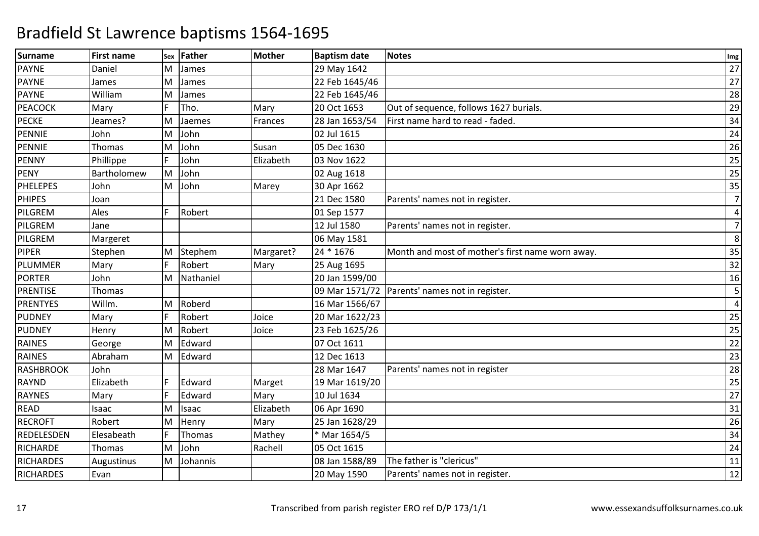# Bradfield St Lawrence baptisms 1564-1695

| Surname | First name | Sex | Father | Mother | Baptism date | Notes | Img |
|---|---|---|---|---|---|---|---|
| PAYNE | Daniel | M | James | | 29 May 1642 | | 27 |
| PAYNE | James | M | James | | 22 Feb 1645/46 | | 27 |
| PAYNE | William | M | James | | 22 Feb 1645/46 | | 28 |
| PEACOCK | Mary | F | Tho. | Mary | 20 Oct 1653 | Out of sequence, follows 1627 burials. | 29 |
| PECKE | Jeames? | M | Jaemes | Frances | 28 Jan 1653/54 | First name hard to read - faded. | 34 |
| PENNIE | John | M | John | | 02 Jul 1615 | | 24 |
| PENNIE | Thomas | M | John | Susan | 05 Dec 1630 | | 26 |
| PENNY | Phillippe | F | John | Elizabeth | 03 Nov 1622 | | 25 |
| PENY | Bartholomew | M | John | | 02 Aug 1618 | | 25 |
| PHELEPES | John | M | John | Marey | 30 Apr 1662 | | 35 |
| PHIPES | Joan | | | | 21 Dec 1580 | Parents' names not in register. | 7 |
| PILGREM | Ales | F | Robert | | 01 Sep 1577 | | 4 |
| PILGREM | Jane | | | | 12 Jul 1580 | Parents' names not in register. | 7 |
| PILGREM | Margeret | | | | 06 May 1581 | | 8 |
| PIPER | Stephen | M | Stephem | Margaret? | 24 * 1676 | Month and most of mother's first name worn away. | 35 |
| PLUMMER | Mary | F | Robert | Mary | 25 Aug 1695 | | 32 |
| PORTER | John | M | Nathaniel | | 20 Jan 1599/00 | | 16 |
| PRENTISE | Thomas | | | | 09 Mar 1571/72 | Parents' names not in register. | 5 |
| PRENTYES | Willm. | M | Roberd | | 16 Mar 1566/67 | | 4 |
| PUDNEY | Mary | F | Robert | Joice | 20 Mar 1622/23 | | 25 |
| PUDNEY | Henry | M | Robert | Joice | 23 Feb 1625/26 | | 25 |
| RAINES | George | M | Edward | | 07 Oct 1611 | | 22 |
| RAINES | Abraham | M | Edward | | 12 Dec 1613 | | 23 |
| RASHBROOK | John | | | | 28 Mar 1647 | Parents' names not in register | 28 |
| RAYND | Elizabeth | F | Edward | Marget | 19 Mar 1619/20 | | 25 |
| RAYNES | Mary | F | Edward | Mary | 10 Jul 1634 | | 27 |
| READ | Isaac | M | Isaac | Elizabeth | 06 Apr 1690 | | 31 |
| RECROFT | Robert | M | Henry | Mary | 25 Jan 1628/29 | | 26 |
| REDELESDEN | Elesabeath | F | Thomas | Mathey | * Mar 1654/5 | | 34 |
| RICHARDE | Thomas | M | John | Rachell | 05 Oct 1615 | | 24 |
| RICHARDES | Augustinus | M | Johannis | | 08 Jan 1588/89 | The father is "clericus" | 11 |
| RICHARDES | Evan | | | | 20 May 1590 | Parents' names not in register. | 12 |

Transcribed from parish register ERO ref D/P 173/1/1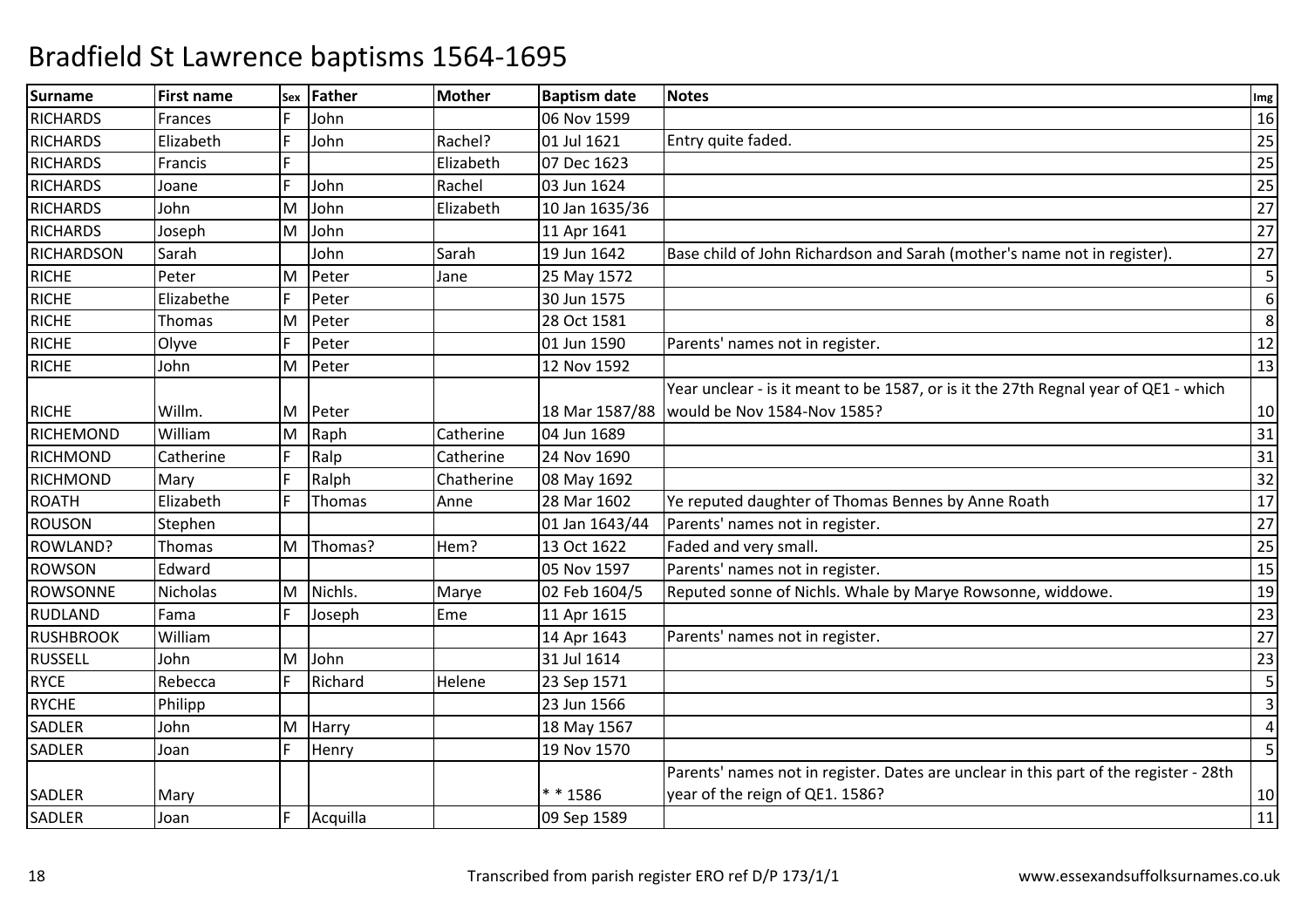# Bradfield St Lawrence baptisms 1564-1695

| Surname | First name | Sex | Father | Mother | Baptism date | Notes | Img |
|---|---|---|---|---|---|---|---|
| RICHARDS | Frances | F | John | | 06 Nov 1599 | | 16 |
| RICHARDS | Elizabeth | F | John | Rachel? | 01 Jul 1621 | Entry quite faded. | 25 |
| RICHARDS | Francis | F | | Elizabeth | 07 Dec 1623 | | 25 |
| RICHARDS | Joane | F | John | Rachel | 03 Jun 1624 | | 25 |
| RICHARDS | John | M | John | Elizabeth | 10 Jan 1635/36 | | 27 |
| RICHARDS | Joseph | M | John | | 11 Apr 1641 | | 27 |
| RICHARDSON | Sarah | | John | Sarah | 19 Jun 1642 | Base child of John Richardson and Sarah (mother's name not in register). | 27 |
| RICHE | Peter | M | Peter | Jane | 25 May 1572 | | 5 |
| RICHE | Elizabethe | F | Peter | | 30 Jun 1575 | | 6 |
| RICHE | Thomas | M | Peter | | 28 Oct 1581 | | 8 |
| RICHE | Olyve | F | Peter | | 01 Jun 1590 | Parents' names not in register. | 12 |
| RICHE | John | M | Peter | | 12 Nov 1592 | | 13 |
| RICHE | Willm. | M | Peter | | 18 Mar 1587/88 | Year unclear - is it meant to be 1587, or is it the 27th Regnal year of QE1 - which would be Nov 1584-Nov 1585? | 10 |
| RICHEMOND | William | M | Raph | Catherine | 04 Jun 1689 | | 31 |
| RICHMOND | Catherine | F | Ralp | Catherine | 24 Nov 1690 | | 31 |
| RICHMOND | Mary | F | Ralph | Chatherine | 08 May 1692 | | 32 |
| ROATH | Elizabeth | F | Thomas | Anne | 28 Mar 1602 | Ye reputed daughter of Thomas Bennes by Anne Roath | 17 |
| ROUSON | Stephen | | | | 01 Jan 1643/44 | Parents' names not in register. | 27 |
| ROWLAND? | Thomas | M | Thomas? | Hem? | 13 Oct 1622 | Faded and very small. | 25 |
| ROWSON | Edward | | | | 05 Nov 1597 | Parents' names not in register. | 15 |
| ROWSONNE | Nicholas | M | Nichls. | Marye | 02 Feb 1604/5 | Reputed sonne of Nichls. Whale by Marye Rowsonne, widdowe. | 19 |
| RUDLAND | Fama | F | Joseph | Eme | 11 Apr 1615 | | 23 |
| RUSHBROOK | William | | | | 14 Apr 1643 | Parents' names not in register. | 27 |
| RUSSELL | John | M | John | | 31 Jul 1614 | | 23 |
| RYCE | Rebecca | F | Richard | Helene | 23 Sep 1571 | | 5 |
| RYCHE | Philipp | | | | 23 Jun 1566 | | 3 |
| SADLER | John | M | Harry | | 18 May 1567 | | 4 |
| SADLER | Joan | F | Henry | | 19 Nov 1570 | | 5 |
| SADLER | Mary | | | | * * 1586 | Parents' names not in register. Dates are unclear in this part of the register - 28th year of the reign of QE1. 1586? | 10 |
| SADLER | Joan | F | Acquilla | | 09 Sep 1589 | | 11 |

Transcribed from parish register ERO ref D/P 173/1/1 www.essexandsuffolksurnames.co.uk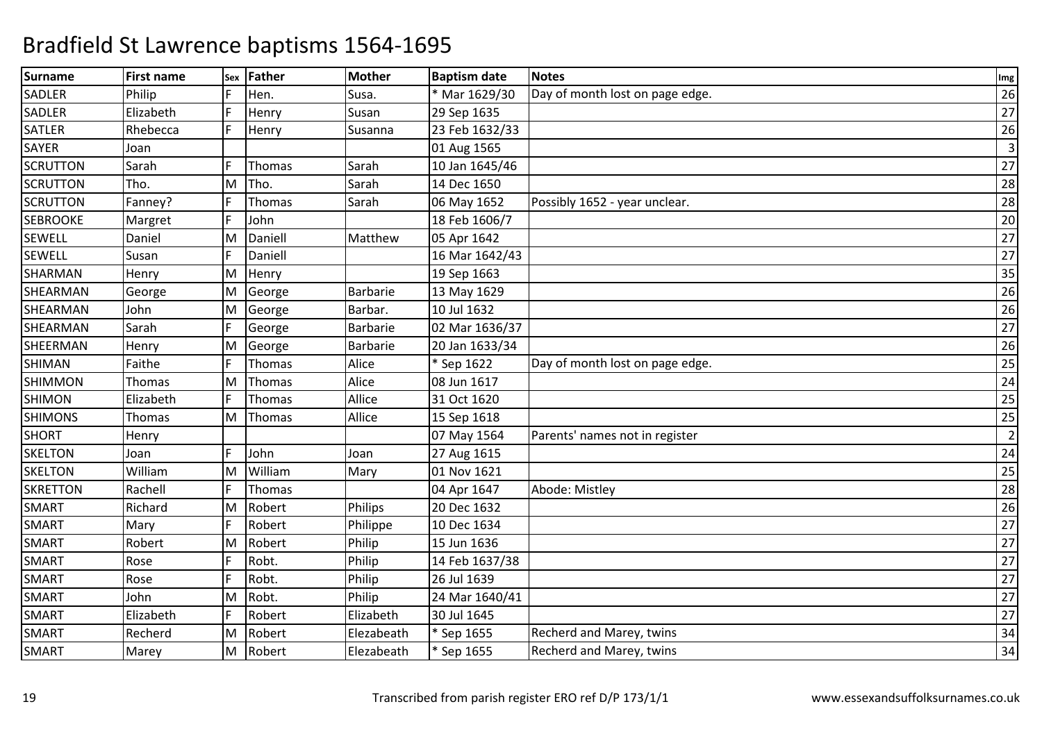# Bradfield St Lawrence baptisms 1564-1695

| Surname | First name | Sex | Father | Mother | Baptism date | Notes | Img |
|---|---|---|---|---|---|---|---|
| SADLER | Philip | F | Hen. | Susa. | * Mar 1629/30 | Day of month lost on page edge. | 26 |
| SADLER | Elizabeth | F | Henry | Susan | 29 Sep 1635 | | 27 |
| SATLER | Rhebecca | F | Henry | Susanna | 23 Feb 1632/33 | | 26 |
| SAYER | Joan | | | | 01 Aug 1565 | | 3 |
| SCRUTTON | Sarah | F | Thomas | Sarah | 10 Jan 1645/46 | | 27 |
| SCRUTTON | Tho. | M | Tho. | Sarah | 14 Dec 1650 | | 28 |
| SCRUTTON | Fanney? | F | Thomas | Sarah | 06 May 1652 | Possibly 1652 - year unclear. | 28 |
| SEBROOKE | Margret | F | John | | 18 Feb 1606/7 | | 20 |
| SEWELL | Daniel | M | Daniell | Matthew | 05 Apr 1642 | | 27 |
| SEWELL | Susan | F | Daniell | | 16 Mar 1642/43 | | 27 |
| SHARMAN | Henry | M | Henry | | 19 Sep 1663 | | 35 |
| SHEARMAN | George | M | George | Barbarie | 13 May 1629 | | 26 |
| SHEARMAN | John | M | George | Barbar. | 10 Jul 1632 | | 26 |
| SHEARMAN | Sarah | F | George | Barbarie | 02 Mar 1636/37 | | 27 |
| SHEERMAN | Henry | M | George | Barbarie | 20 Jan 1633/34 | | 26 |
| SHIMAN | Faithe | F | Thomas | Alice | * Sep 1622 | Day of month lost on page edge. | 25 |
| SHIMMON | Thomas | M | Thomas | Alice | 08 Jun 1617 | | 24 |
| SHIMON | Elizabeth | F | Thomas | Allice | 31 Oct 1620 | | 25 |
| SHIMONS | Thomas | M | Thomas | Allice | 15 Sep 1618 | | 25 |
| SHORT | Henry | | | | 07 May 1564 | Parents' names not in register | 2 |
| SKELTON | Joan | F | John | Joan | 27 Aug 1615 | | 24 |
| SKELTON | William | M | William | Mary | 01 Nov 1621 | | 25 |
| SKRETTON | Rachell | F | Thomas | | 04 Apr 1647 | Abode: Mistley | 28 |
| SMART | Richard | M | Robert | Philips | 20 Dec 1632 | | 26 |
| SMART | Mary | F | Robert | Philippe | 10 Dec 1634 | | 27 |
| SMART | Robert | M | Robert | Philip | 15 Jun 1636 | | 27 |
| SMART | Rose | F | Robt. | Philip | 14 Feb 1637/38 | | 27 |
| SMART | Rose | F | Robt. | Philip | 26 Jul 1639 | | 27 |
| SMART | John | M | Robt. | Philip | 24 Mar 1640/41 | | 27 |
| SMART | Elizabeth | F | Robert | Elizabeth | 30 Jul 1645 | | 27 |
| SMART | Recherd | M | Robert | Elezabeath | * Sep 1655 | Recherd and Marey, twins | 34 |
| SMART | Marey | M | Robert | Elezabeath | * Sep 1655 | Recherd and Marey, twins | 34 |

Transcribed from parish register ERO ref D/P 173/1/1 www.essexandsuffolksurnames.co.uk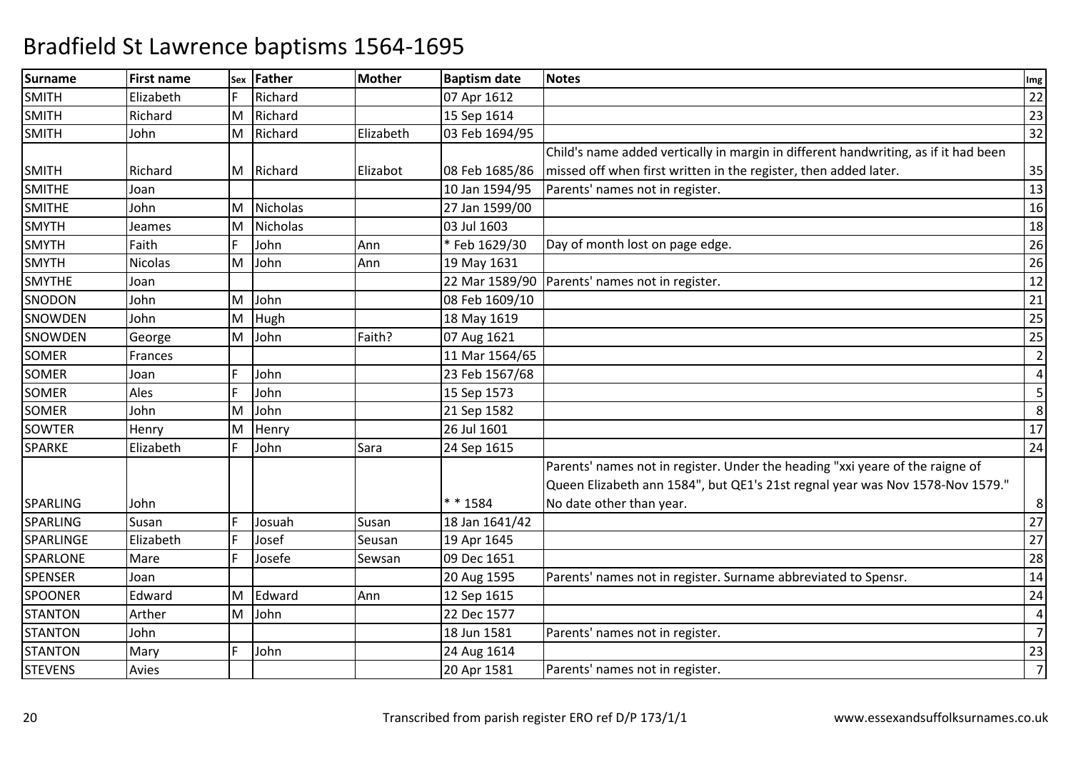# Bradfield St Lawrence baptisms 1564-1695

| Surname | First name | Sex | Father | Mother | Baptism date | Notes | Img |
|---|---|---|---|---|---|---|---|
| SMITH | Elizabeth | F | Richard | | 07 Apr 1612 | | 22 |
| SMITH | Richard | M | Richard | | 15 Sep 1614 | | 23 |
| SMITH | John | M | Richard | Elizabeth | 03 Feb 1694/95 | | 32 |
| SMITH | Richard | M | Richard | Elizabot | 08 Feb 1685/86 | Child's name added vertically in margin in different handwriting, as if it had been missed off when first written in the register, then added later. | 35 |
| SMITHE | Joan | | | | 10 Jan 1594/95 | Parents' names not in register. | 13 |
| SMITHE | John | M | Nicholas | | 27 Jan 1599/00 | | 16 |
| SMYTH | Jeames | M | Nicholas | | 03 Jul 1603 | | 18 |
| SMYTH | Faith | F | John | Ann | * Feb 1629/30 | Day of month lost on page edge. | 26 |
| SMYTH | Nicolas | M | John | Ann | 19 May 1631 | | 26 |
| SMYTHE | Joan | | | | 22 Mar 1589/90 | Parents' names not in register. | 12 |
| SNODON | John | M | John | | 08 Feb 1609/10 | | 21 |
| SNOWDEN | John | M | Hugh | | 18 May 1619 | | 25 |
| SNOWDEN | George | M | John | Faith? | 07 Aug 1621 | | 25 |
| SOMER | Frances | | | | 11 Mar 1564/65 | | 2 |
| SOMER | Joan | F | John | | 23 Feb 1567/68 | | 4 |
| SOMER | Ales | F | John | | 15 Sep 1573 | | 5 |
| SOMER | John | M | John | | 21 Sep 1582 | | 8 |
| SOWTER | Henry | M | Henry | | 26 Jul 1601 | | 17 |
| SPARKE | Elizabeth | F | John | Sara | 24 Sep 1615 | | 24 |
| SPARLING | John | | | | * * 1584 | Parents' names not in register. Under the heading "xxi yeare of the raigne of Queen Elizabeth ann 1584", but QE1's 21st regnal year was Nov 1578-Nov 1579." No date other than year. | 8 |
| SPARLING | Susan | F | Josuah | Susan | 18 Jan 1641/42 | | 27 |
| SPARLINGE | Elizabeth | F | Josef | Seusan | 19 Apr 1645 | | 27 |
| SPARLONE | Mare | F | Josefe | Sewsan | 09 Dec 1651 | | 28 |
| SPENSER | Joan | | | | 20 Aug 1595 | Parents' names not in register. Surname abbreviated to Spensr. | 14 |
| SPOONER | Edward | M | Edward | Ann | 12 Sep 1615 | | 24 |
| STANTON | Arther | M | John | | 22 Dec 1577 | | 4 |
| STANTON | John | | | | 18 Jun 1581 | Parents' names not in register. | 7 |
| STANTON | Mary | F | John | | 24 Aug 1614 | | 23 |
| STEVENS | Avies | | | | 20 Apr 1581 | Parents' names not in register. | 7 |

Transcribed from parish register ERO ref D/P 173/1/1 www.essexandsuffolksurnames.co.uk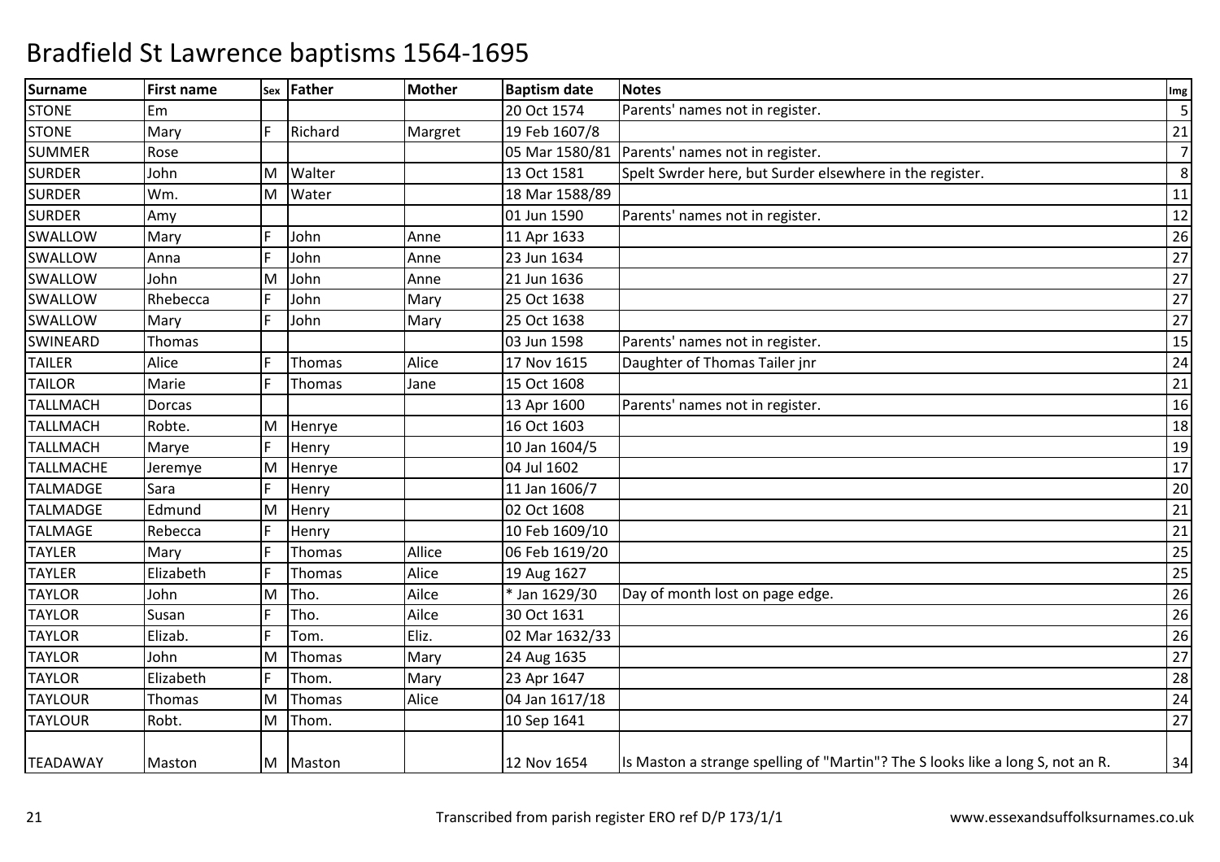# Bradfield St Lawrence baptisms 1564-1695

| Surname | First name | Sex | Father | Mother | Baptism date | Notes | Img |
|---|---|---|---|---|---|---|---|
| STONE | Em | | | | 20 Oct 1574 | Parents' names not in register. | 5 |
| STONE | Mary | F | Richard | Margret | 19 Feb 1607/8 | | 21 |
| SUMMER | Rose | | | | 05 Mar 1580/81 | Parents' names not in register. | 7 |
| SURDER | John | M | Walter | | 13 Oct 1581 | Spelt Swrder here, but Surder elsewhere in the register. | 8 |
| SURDER | Wm. | M | Water | | 18 Mar 1588/89 | | 11 |
| SURDER | Amy | | | | 01 Jun 1590 | Parents' names not in register. | 12 |
| SWALLOW | Mary | F | John | Anne | 11 Apr 1633 | | 26 |
| SWALLOW | Anna | F | John | Anne | 23 Jun 1634 | | 27 |
| SWALLOW | John | M | John | Anne | 21 Jun 1636 | | 27 |
| SWALLOW | Rhebecca | F | John | Mary | 25 Oct 1638 | | 27 |
| SWALLOW | Mary | F | John | Mary | 25 Oct 1638 | | 27 |
| SWINEARD | Thomas | | | | 03 Jun 1598 | Parents' names not in register. | 15 |
| TAILER | Alice | F | Thomas | Alice | 17 Nov 1615 | Daughter of Thomas Tailer jnr | 24 |
| TAILOR | Marie | F | Thomas | Jane | 15 Oct 1608 | | 21 |
| TALLMACH | Dorcas | | | | 13 Apr 1600 | Parents' names not in register. | 16 |
| TALLMACH | Robte. | M | Henrye | | 16 Oct 1603 | | 18 |
| TALLMACH | Marye | F | Henry | | 10 Jan 1604/5 | | 19 |
| TALLMACHE | Jeremye | M | Henrye | | 04 Jul 1602 | | 17 |
| TALMADGE | Sara | F | Henry | | 11 Jan 1606/7 | | 20 |
| TALMADGE | Edmund | M | Henry | | 02 Oct 1608 | | 21 |
| TALMAGE | Rebecca | F | Henry | | 10 Feb 1609/10 | | 21 |
| TAYLER | Mary | F | Thomas | Allice | 06 Feb 1619/20 | | 25 |
| TAYLER | Elizabeth | F | Thomas | Alice | 19 Aug 1627 | | 25 |
| TAYLOR | John | M | Tho. | Ailce | * Jan 1629/30 | Day of month lost on page edge. | 26 |
| TAYLOR | Susan | F | Tho. | Ailce | 30 Oct 1631 | | 26 |
| TAYLOR | Elizab. | F | Tom. | Eliz. | 02 Mar 1632/33 | | 26 |
| TAYLOR | John | M | Thomas | Mary | 24 Aug 1635 | | 27 |
| TAYLOR | Elizabeth | F | Thom. | Mary | 23 Apr 1647 | | 28 |
| TAYLOUR | Thomas | M | Thomas | Alice | 04 Jan 1617/18 | | 24 |
| TAYLOUR | Robt. | M | Thom. | | 10 Sep 1641 | | 27 |
| TEADAWAY | Maston | M | Maston | | 12 Nov 1654 | Is Maston a strange spelling of "Martin"? The S looks like a long S, not an R. | 34 |

Transcribed from parish register ERO ref D/P 173/1/1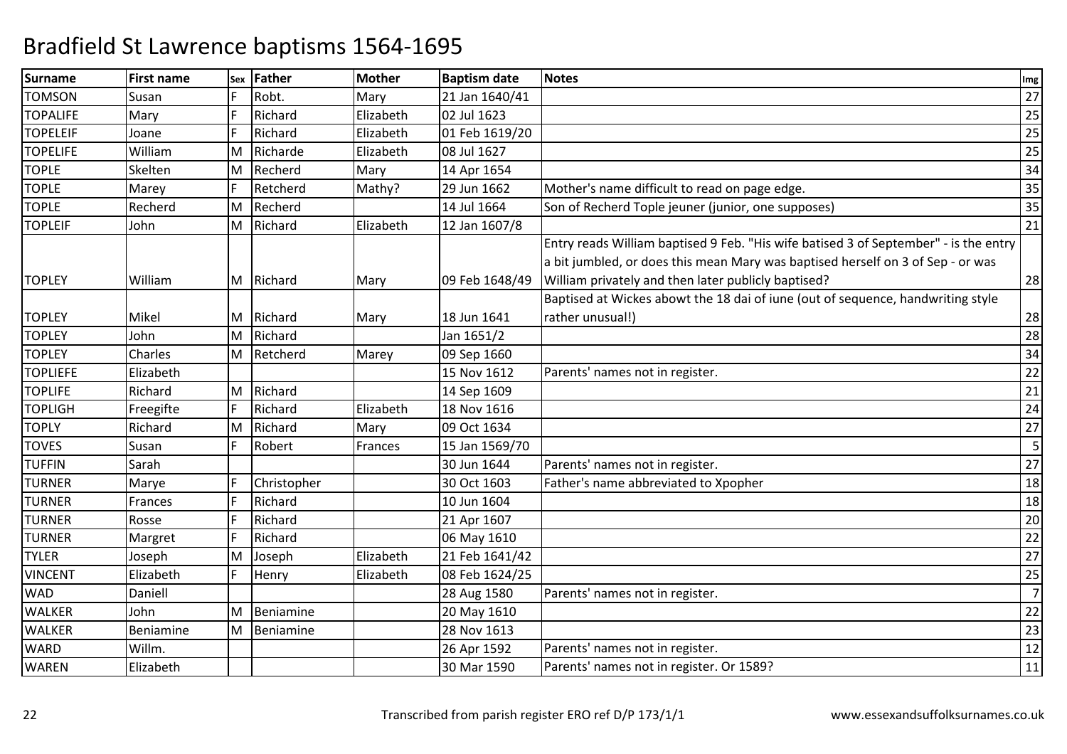# Bradfield St Lawrence baptisms 1564-1695

| Surname | First name | Sex | Father | Mother | Baptism date | Notes | Img |
|---|---|---|---|---|---|---|---|
| TOMSON | Susan | F | Robt. | Mary | 21 Jan 1640/41 | | 27 |
| TOPALIFE | Mary | F | Richard | Elizabeth | 02 Jul 1623 | | 25 |
| TOPELEIF | Joane | F | Richard | Elizabeth | 01 Feb 1619/20 | | 25 |
| TOPELIFE | William | M | Richarde | Elizabeth | 08 Jul 1627 | | 25 |
| TOPLE | Skelten | M | Recherd | Mary | 14 Apr 1654 | | 34 |
| TOPLE | Marey | F | Retcherd | Mathy? | 29 Jun 1662 | Mother's name difficult to read on page edge. | 35 |
| TOPLE | Recherd | M | Recherd | | 14 Jul 1664 | Son of Recherd Tople jeuner (junior, one supposes) | 35 |
| TOPLEIF | John | M | Richard | Elizabeth | 12 Jan 1607/8 | | 21 |
| TOPLEY | William | M | Richard | Mary | 09 Feb 1648/49 | Entry reads William baptised 9 Feb. "His wife batised 3 of September" - is the entry a bit jumbled, or does this mean Mary was baptised herself on 3 of Sep - or was William privately and then later publicly baptised? | 28 |
| TOPLEY | Mikel | M | Richard | Mary | 18 Jun 1641 | Baptised at Wickes abowt the 18 dai of iune (out of sequence, handwriting style rather unusual!) | 28 |
| TOPLEY | John | M | Richard | | Jan 1651/2 | | 28 |
| TOPLEY | Charles | M | Retcherd | Marey | 09 Sep 1660 | | 34 |
| TOPLIEFE | Elizabeth | | | | 15 Nov 1612 | Parents' names not in register. | 22 |
| TOPLIFE | Richard | M | Richard | | 14 Sep 1609 | | 21 |
| TOPLIGH | Freegifte | F | Richard | Elizabeth | 18 Nov 1616 | | 24 |
| TOPLY | Richard | M | Richard | Mary | 09 Oct 1634 | | 27 |
| TOVES | Susan | F | Robert | Frances | 15 Jan 1569/70 | | 5 |
| TUFFIN | Sarah | | | | 30 Jun 1644 | Parents' names not in register. | 27 |
| TURNER | Marye | F | Christopher | | 30 Oct 1603 | Father's name abbreviated to Xpopher | 18 |
| TURNER | Frances | F | Richard | | 10 Jun 1604 | | 18 |
| TURNER | Rosse | F | Richard | | 21 Apr 1607 | | 20 |
| TURNER | Margret | F | Richard | | 06 May 1610 | | 22 |
| TYLER | Joseph | M | Joseph | Elizabeth | 21 Feb 1641/42 | | 27 |
| VINCENT | Elizabeth | F | Henry | Elizabeth | 08 Feb 1624/25 | | 25 |
| WAD | Daniell | | | | 28 Aug 1580 | Parents' names not in register. | 7 |
| WALKER | John | M | Beniamine | | 20 May 1610 | | 22 |
| WALKER | Beniamine | M | Beniamine | | 28 Nov 1613 | | 23 |
| WARD | Willm. | | | | 26 Apr 1592 | Parents' names not in register. | 12 |
| WAREN | Elizabeth | | | | 30 Mar 1590 | Parents' names not in register. Or 1589? | 11 |

Transcribed from parish register ERO ref D/P 173/1/1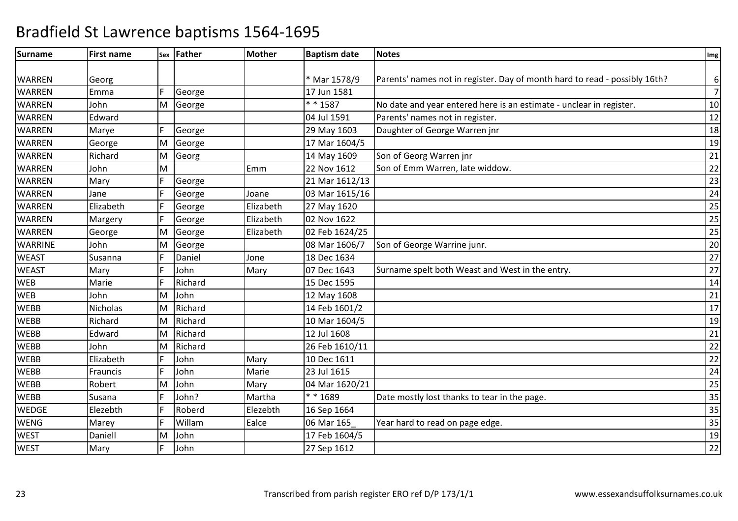# Bradfield St Lawrence baptisms 1564-1695

| Surname | First name | Sex | Father | Mother | Baptism date | Notes | Img |
|---|---|---|---|---|---|---|---|
| WARREN | Georg | | | | * Mar 1578/9 | Parents' names not in register. Day of month hard to read - possibly 16th? | 6 |
| WARREN | Emma | F | George | | 17 Jun 1581 | | 7 |
| WARREN | John | M | George | | * * 1587 | No date and year entered here is an estimate - unclear in register. | 10 |
| WARREN | Edward | | | | 04 Jul 1591 | Parents' names not in register. | 12 |
| WARREN | Marye | F | George | | 29 May 1603 | Daughter of George Warren jnr | 18 |
| WARREN | George | M | George | | 17 Mar 1604/5 | | 19 |
| WARREN | Richard | M | Georg | | 14 May 1609 | Son of Georg Warren jnr | 21 |
| WARREN | John | M | | Emm | 22 Nov 1612 | Son of Emm Warren, late widdow. | 22 |
| WARREN | Mary | F | George | | 21 Mar 1612/13 | | 23 |
| WARREN | Jane | F | George | Joane | 03 Mar 1615/16 | | 24 |
| WARREN | Elizabeth | F | George | Elizabeth | 27 May 1620 | | 25 |
| WARREN | Margery | F | George | Elizabeth | 02 Nov 1622 | | 25 |
| WARREN | George | M | George | Elizabeth | 02 Feb 1624/25 | | 25 |
| WARRINE | John | M | George | | 08 Mar 1606/7 | Son of George Warrine junr. | 20 |
| WEAST | Susanna | F | Daniel | Jone | 18 Dec 1634 | | 27 |
| WEAST | Mary | F | John | Mary | 07 Dec 1643 | Surname spelt both Weast and West in the entry. | 27 |
| WEB | Marie | F | Richard | | 15 Dec 1595 | | 14 |
| WEB | John | M | John | | 12 May 1608 | | 21 |
| WEBB | Nicholas | M | Richard | | 14 Feb 1601/2 | | 17 |
| WEBB | Richard | M | Richard | | 10 Mar 1604/5 | | 19 |
| WEBB | Edward | M | Richard | | 12 Jul 1608 | | 21 |
| WEBB | John | M | Richard | | 26 Feb 1610/11 | | 22 |
| WEBB | Elizabeth | F | John | Mary | 10 Dec 1611 | | 22 |
| WEBB | Frauncis | F | John | Marie | 23 Jul 1615 | | 24 |
| WEBB | Robert | M | John | Mary | 04 Mar 1620/21 | | 25 |
| WEBB | Susana | F | John? | Martha | * * 1689 | Date mostly lost thanks to tear in the page. | 35 |
| WEDGE | Elezebth | F | Roberd | Elezebth | 16 Sep 1664 | | 35 |
| WENG | Marey | F | Willam | Ealce | 06 Mar 165_ | Year hard to read on page edge. | 35 |
| WEST | Daniell | M | John | | 17 Feb 1604/5 | | 19 |
| WEST | Mary | F | John | | 27 Sep 1612 | | 22 |

Transcribed from parish register ERO ref D/P 173/1/1

www.essexandsuffolksurnames.co.uk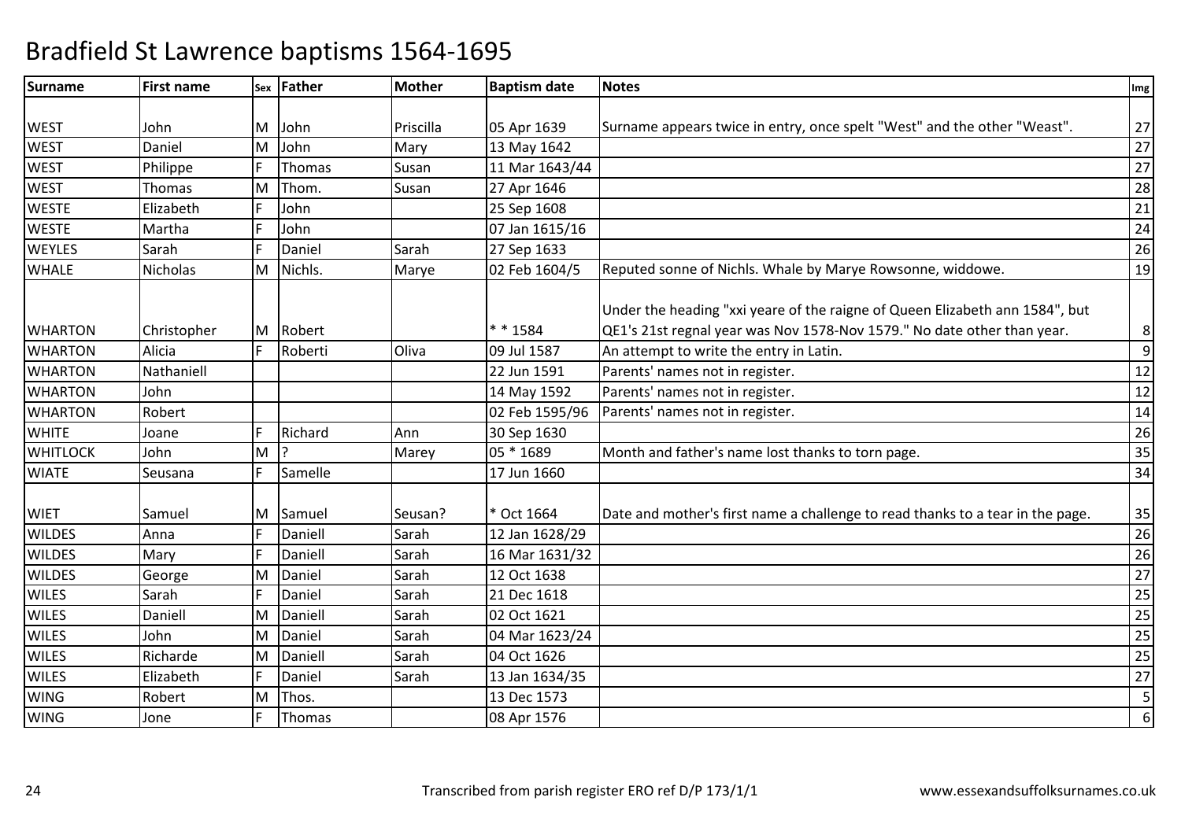# Bradfield St Lawrence baptisms 1564-1695

| Surname | First name | Sex | Father | Mother | Baptism date | Notes | Img |
|---|---|---|---|---|---|---|---|
| WEST | John | M | John | Priscilla | 05 Apr 1639 | Surname appears twice in entry, once spelt "West" and the other "Weast". | 27 |
| WEST | Daniel | M | John | Mary | 13 May 1642 | | 27 |
| WEST | Philippe | F | Thomas | Susan | 11 Mar 1643/44 | | 27 |
| WEST | Thomas | M | Thom. | Susan | 27 Apr 1646 | | 28 |
| WESTE | Elizabeth | F | John | | 25 Sep 1608 | | 21 |
| WESTE | Martha | F | John | | 07 Jan 1615/16 | | 24 |
| WEYLES | Sarah | F | Daniel | Sarah | 27 Sep 1633 | | 26 |
| WHALE | Nicholas | M | Nichls. | Marye | 02 Feb 1604/5 | Reputed sonne of Nichls. Whale by Marye Rowsonne, widdowe. | 19 |
| WHARTON | Christopher | M | Robert | | * * 1584 | Under the heading "xxi yeare of the raigne of Queen Elizabeth ann 1584", but QE1's 21st regnal year was Nov 1578-Nov 1579." No date other than year. | 8 |
| WHARTON | Alicia | F | Roberti | Oliva | 09 Jul 1587 | An attempt to write the entry in Latin. | 9 |
| WHARTON | Nathaniell | | | | 22 Jun 1591 | Parents' names not in register. | 12 |
| WHARTON | John | | | | 14 May 1592 | Parents' names not in register. | 12 |
| WHARTON | Robert | | | | 02 Feb 1595/96 | Parents' names not in register. | 14 |
| WHITE | Joane | F | Richard | Ann | 30 Sep 1630 | | 26 |
| WHITLOCK | John | M | ? | Marey | 05 * 1689 | Month and father's name lost thanks to torn page. | 35 |
| WIATE | Seusana | F | Samelle | | 17 Jun 1660 | | 34 |
| WIET | Samuel | M | Samuel | Seusan? | * Oct 1664 | Date and mother's first name a challenge to read thanks to a tear in the page. | 35 |
| WILDES | Anna | F | Daniell | Sarah | 12 Jan 1628/29 | | 26 |
| WILDES | Mary | F | Daniell | Sarah | 16 Mar 1631/32 | | 26 |
| WILDES | George | M | Daniel | Sarah | 12 Oct 1638 | | 27 |
| WILES | Sarah | F | Daniel | Sarah | 21 Dec 1618 | | 25 |
| WILES | Daniell | M | Daniell | Sarah | 02 Oct 1621 | | 25 |
| WILES | John | M | Daniel | Sarah | 04 Mar 1623/24 | | 25 |
| WILES | Richarde | M | Daniell | Sarah | 04 Oct 1626 | | 25 |
| WILES | Elizabeth | F | Daniel | Sarah | 13 Jan 1634/35 | | 27 |
| WING | Robert | M | Thos. | | 13 Dec 1573 | | 5 |
| WING | Jone | F | Thomas | | 08 Apr 1576 | | 6 |

Transcribed from parish register ERO ref D/P 173/1/1

www.essexandsuffolksurnames.co.uk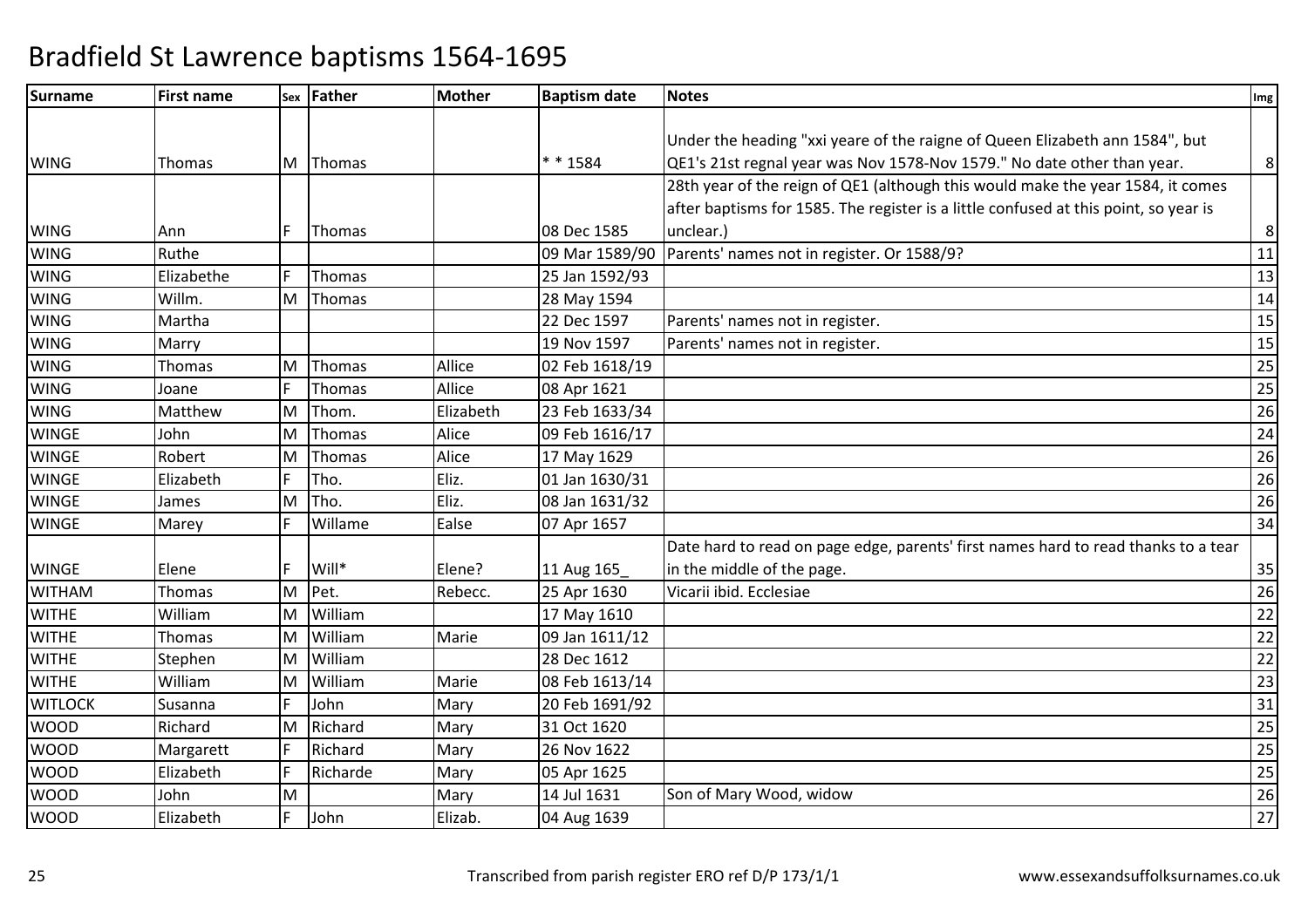# Bradfield St Lawrence baptisms 1564-1695

| Surname | First name | Sex | Father | Mother | Baptism date | Notes | Img |
|---|---|---|---|---|---|---|---|
| WING | Thomas | M | Thomas | | * * 1584 | Under the heading "xxi yeare of the raigne of Queen Elizabeth ann 1584", but QE1's 21st regnal year was Nov 1578-Nov 1579." No date other than year. | 8 |
| WING | Ann | F | Thomas | | 08 Dec 1585 | 28th year of the reign of QE1 (although this would make the year 1584, it comes after baptisms for 1585. The register is a little confused at this point, so year is unclear.) | 8 |
| WING | Ruthe | | | | 09 Mar 1589/90 | Parents' names not in register. Or 1588/9? | 11 |
| WING | Elizabethe | F | Thomas | | 25 Jan 1592/93 | | 13 |
| WING | Willm. | M | Thomas | | 28 May 1594 | | 14 |
| WING | Martha | | | | 22 Dec 1597 | Parents' names not in register. | 15 |
| WING | Marry | | | | 19 Nov 1597 | Parents' names not in register. | 15 |
| WING | Thomas | M | Thomas | Allice | 02 Feb 1618/19 | | 25 |
| WING | Joane | F | Thomas | Allice | 08 Apr 1621 | | 25 |
| WING | Matthew | M | Thom. | Elizabeth | 23 Feb 1633/34 | | 26 |
| WINGE | John | M | Thomas | Alice | 09 Feb 1616/17 | | 24 |
| WINGE | Robert | M | Thomas | Alice | 17 May 1629 | | 26 |
| WINGE | Elizabeth | F | Tho. | Eliz. | 01 Jan 1630/31 | | 26 |
| WINGE | James | M | Tho. | Eliz. | 08 Jan 1631/32 | | 26 |
| WINGE | Marey | F | Willame | Ealse | 07 Apr 1657 | | 34 |
| WINGE | Elene | F | Will* | Elene? | 11 Aug 165_ | Date hard to read on page edge, parents' first names hard to read thanks to a tear in the middle of the page. | 35 |
| WITHAM | Thomas | M | Pet. | Rebecc. | 25 Apr 1630 | Vicarii ibid. Ecclesiae | 26 |
| WITHE | William | M | William | | 17 May 1610 | | 22 |
| WITHE | Thomas | M | William | Marie | 09 Jan 1611/12 | | 22 |
| WITHE | Stephen | M | William | | 28 Dec 1612 | | 22 |
| WITHE | William | M | William | Marie | 08 Feb 1613/14 | | 23 |
| WITLOCK | Susanna | F | John | Mary | 20 Feb 1691/92 | | 31 |
| WOOD | Richard | M | Richard | Mary | 31 Oct 1620 | | 25 |
| WOOD | Margarett | F | Richard | Mary | 26 Nov 1622 | | 25 |
| WOOD | Elizabeth | F | Richarde | Mary | 05 Apr 1625 | | 25 |
| WOOD | John | M | | Mary | 14 Jul 1631 | Son of Mary Wood, widow | 26 |
| WOOD | Elizabeth | F | John | Elizab. | 04 Aug 1639 | | 27 |

Transcribed from parish register ERO ref D/P 173/1/1 www.essexandsuffolksurnames.co.uk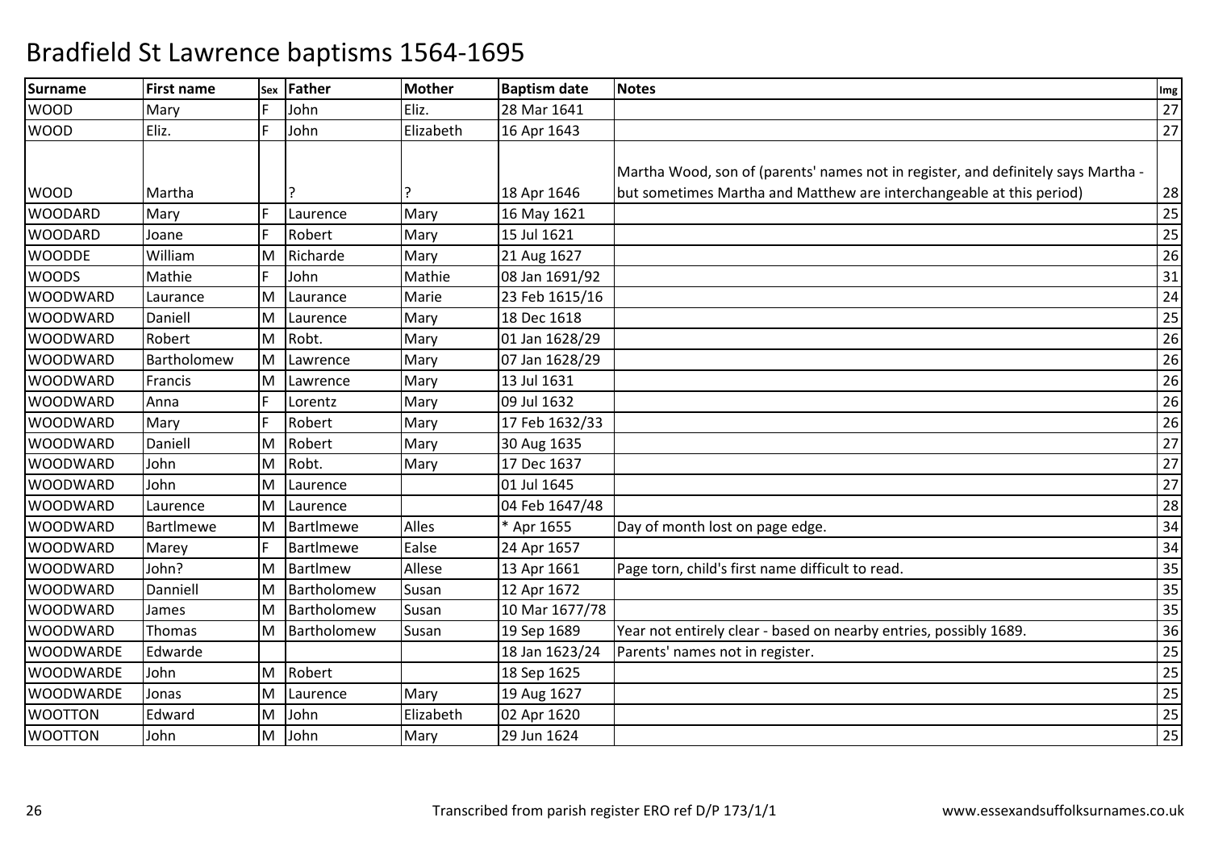# Bradfield St Lawrence baptisms 1564-1695

| Surname | First name | Sex | Father | Mother | Baptism date | Notes | Img |
|---|---|---|---|---|---|---|---|
| WOOD | Mary | F | John | Eliz. | 28 Mar 1641 | | 27 |
| WOOD | Eliz. | F | John | Elizabeth | 16 Apr 1643 | | 27 |
| WOOD | Martha | | ? | ? | 18 Apr 1646 | Martha Wood, son of (parents' names not in register, and definitely says Martha - but sometimes Martha and Matthew are interchangeable at this period) | 28 |
| WOODARD | Mary | F | Laurence | Mary | 16 May 1621 | | 25 |
| WOODARD | Joane | F | Robert | Mary | 15 Jul 1621 | | 25 |
| WOODDE | William | M | Richarde | Mary | 21 Aug 1627 | | 26 |
| WOODS | Mathie | F | John | Mathie | 08 Jan 1691/92 | | 31 |
| WOODWARD | Laurance | M | Laurance | Marie | 23 Feb 1615/16 | | 24 |
| WOODWARD | Daniell | M | Laurence | Mary | 18 Dec 1618 | | 25 |
| WOODWARD | Robert | M | Robt. | Mary | 01 Jan 1628/29 | | 26 |
| WOODWARD | Bartholomew | M | Lawrence | Mary | 07 Jan 1628/29 | | 26 |
| WOODWARD | Francis | M | Lawrence | Mary | 13 Jul 1631 | | 26 |
| WOODWARD | Anna | F | Lorentz | Mary | 09 Jul 1632 | | 26 |
| WOODWARD | Mary | F | Robert | Mary | 17 Feb 1632/33 | | 26 |
| WOODWARD | Daniell | M | Robert | Mary | 30 Aug 1635 | | 27 |
| WOODWARD | John | M | Robt. | Mary | 17 Dec 1637 | | 27 |
| WOODWARD | John | M | Laurence | | 01 Jul 1645 | | 27 |
| WOODWARD | Laurence | M | Laurence | | 04 Feb 1647/48 | | 28 |
| WOODWARD | Bartlmewe | M | Bartlmewe | Alles | * Apr 1655 | Day of month lost on page edge. | 34 |
| WOODWARD | Marey | F | Bartlmewe | Ealse | 24 Apr 1657 | | 34 |
| WOODWARD | John? | M | Bartlmew | Allese | 13 Apr 1661 | Page torn, child's first name difficult to read. | 35 |
| WOODWARD | Danniell | M | Bartholomew | Susan | 12 Apr 1672 | | 35 |
| WOODWARD | James | M | Bartholomew | Susan | 10 Mar 1677/78 | | 35 |
| WOODWARD | Thomas | M | Bartholomew | Susan | 19 Sep 1689 | Year not entirely clear - based on nearby entries, possibly 1689. | 36 |
| WOODWARDE | Edwarde | | | | 18 Jan 1623/24 | Parents' names not in register. | 25 |
| WOODWARDE | John | M | Robert | | 18 Sep 1625 | | 25 |
| WOODWARDE | Jonas | M | Laurence | Mary | 19 Aug 1627 | | 25 |
| WOOTTON | Edward | M | John | Elizabeth | 02 Apr 1620 | | 25 |
| WOOTTON | John | M | John | Mary | 29 Jun 1624 | | 25 |

Transcribed from parish register ERO ref D/P 173/1/1 www.essexandsuffolksurnames.co.uk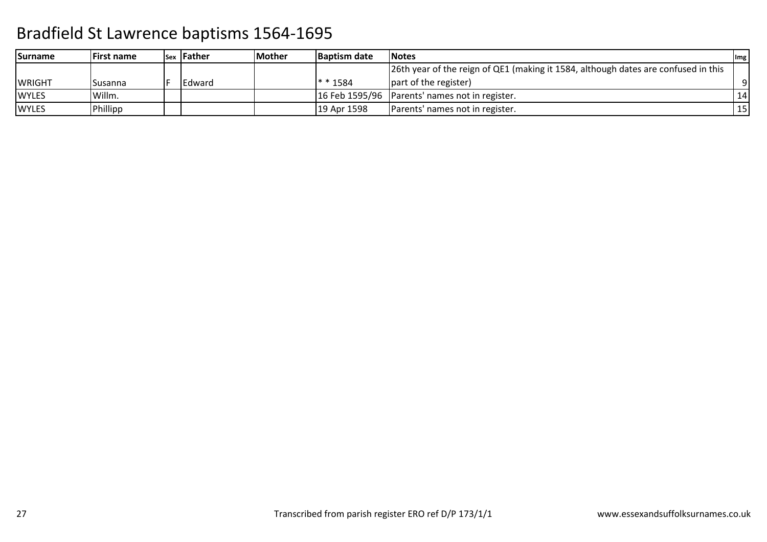# Bradfield St Lawrence baptisms 1564-1695

| Surname | First name | Sex | Father | Mother | Baptism date | Notes | Img |
|---|---|---|---|---|---|---|---|
| WRIGHT | Susanna | F | Edward | | * * 1584 | 26th year of the reign of QE1 (making it 1584, although dates are confused in this part of the register) | 9 |
| WYLES | Willm. | | | | 16 Feb 1595/96 | Parents' names not in register. | 14 |
| WYLES | Phillipp | | | | 19 Apr 1598 | Parents' names not in register. | 15 |

Transcribed from parish register ERO ref D/P 173/1/1

www.essexandsuffolksurnames.co.uk